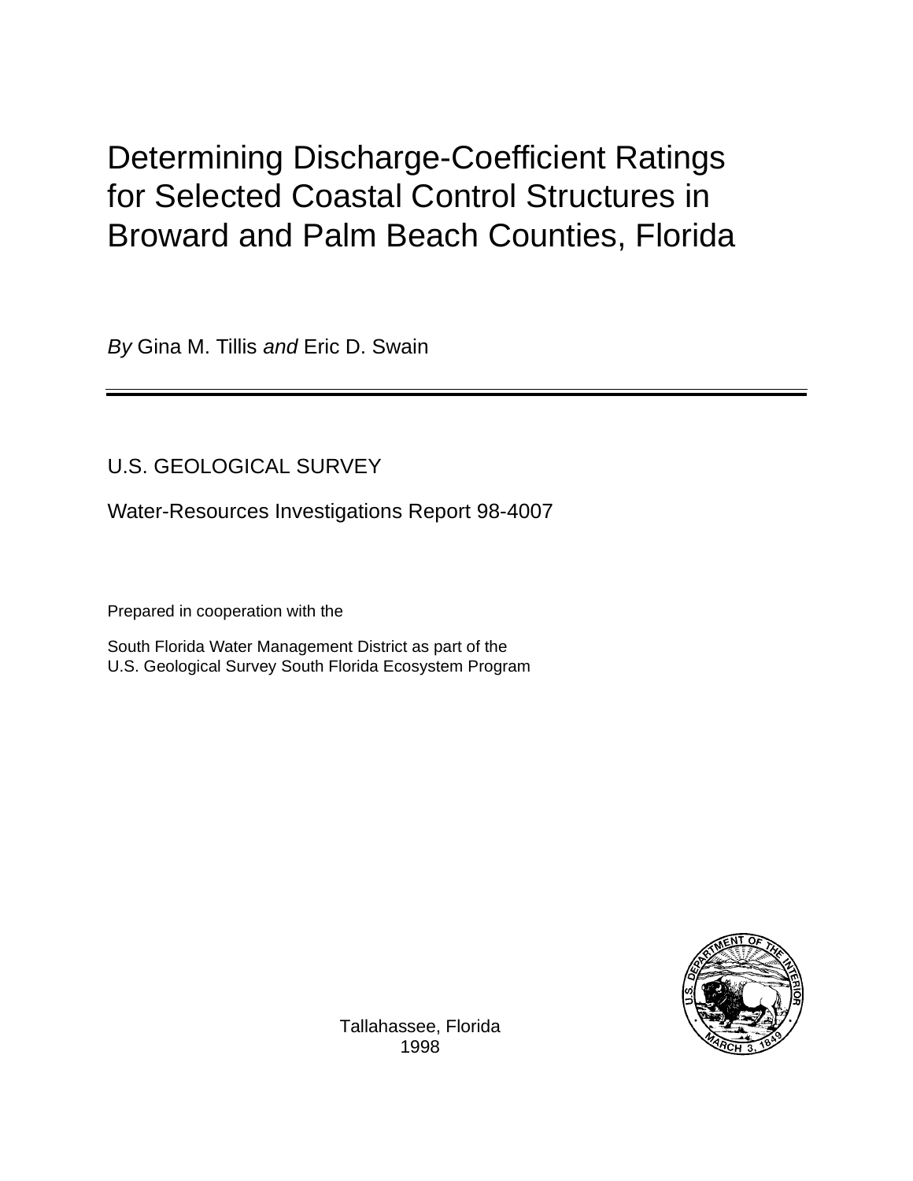# Determining Discharge-Coefficient Ratings for Selected Coastal Control Structures in Broward and Palm Beach Counties, Florida

*By* Gina M. Tillis *and* Eric D. Swain

---

U.S. GEOLOGICAL SURVEY

Water-Resources Investigations Report 98-4007

Prepared in cooperation with the

South Florida Water Management District as part of the
U.S. Geological Survey South Florida Ecosystem Program

Tallahassee, Florida
1998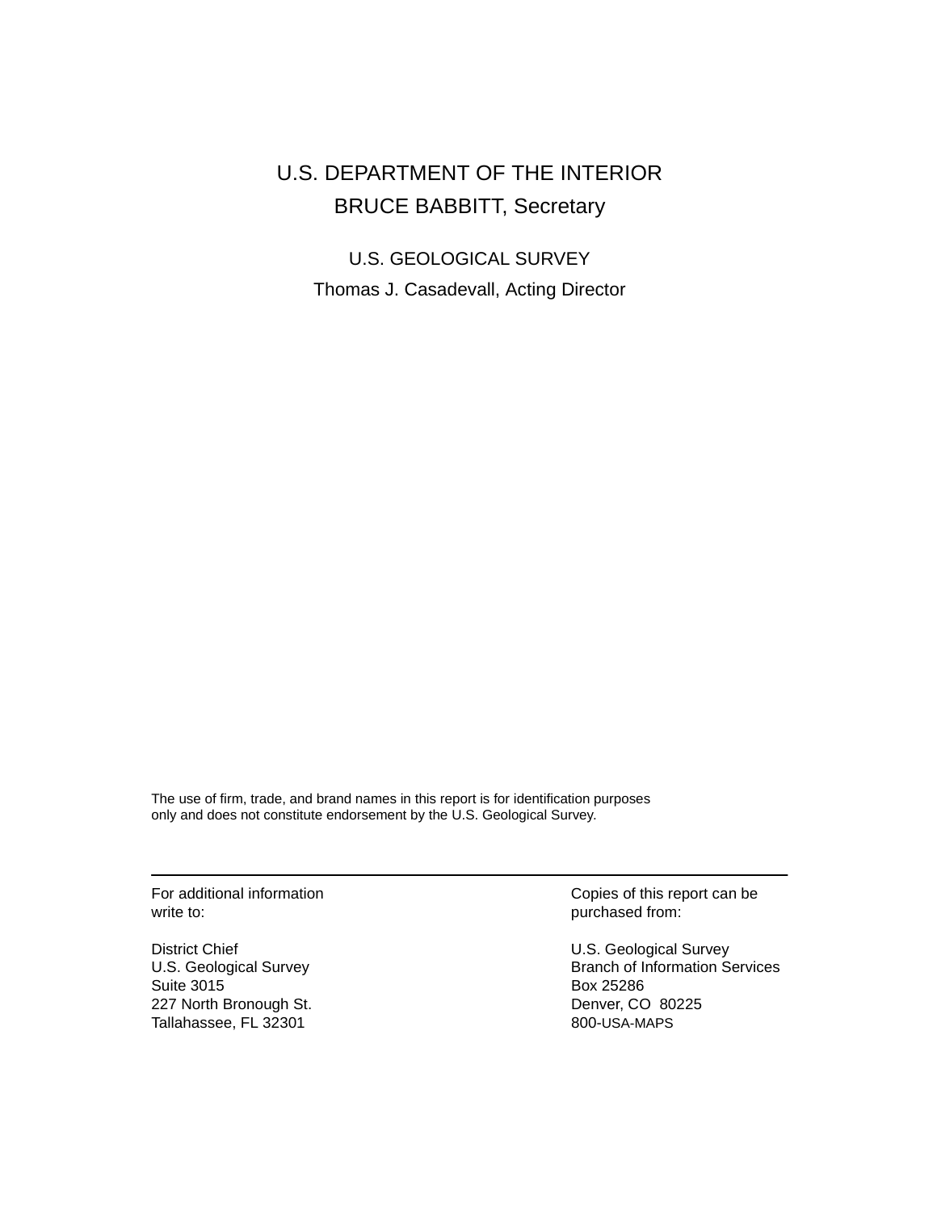U.S. DEPARTMENT OF THE INTERIOR

BRUCE BABBITT, Secretary

U.S. GEOLOGICAL SURVEY

Thomas J. Casadevall, Acting Director

The use of firm, trade, and brand names in this report is for identification purposes only and does not constitute endorsement by the U.S. Geological Survey.

---

For additional information write to:

District Chief
U.S. Geological Survey
Suite 3015
227 North Bronough St.
Tallahassee, FL 32301

Copies of this report can be purchased from:

U.S. Geological Survey
Branch of Information Services
Box 25286
Denver, CO 80225
800-USA-MAPS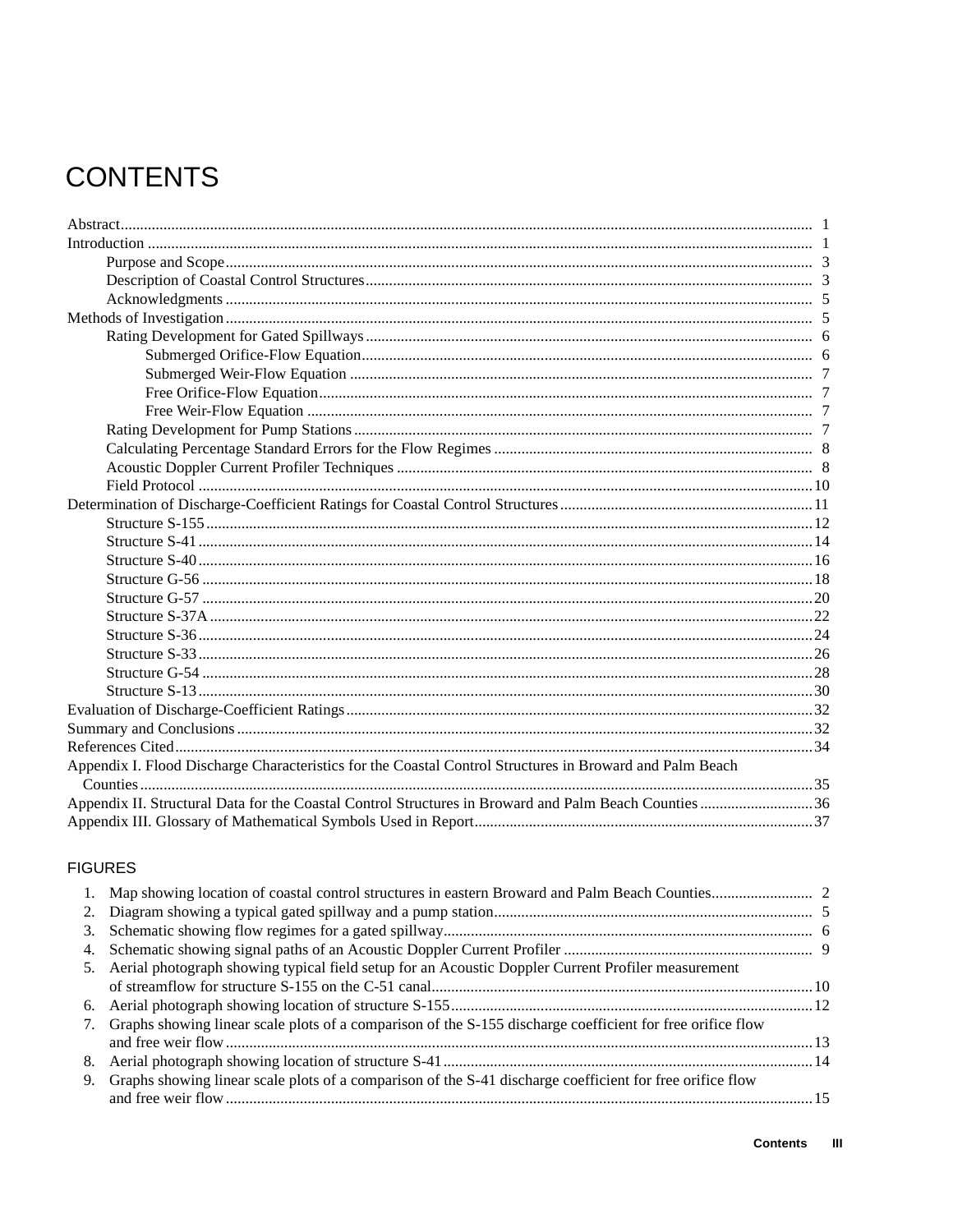# CONTENTS

Abstract ........ 1
Introduction ........ 1
- Purpose and Scope ........ 3
- Description of Coastal Control Structures ........ 3
- Acknowledgments ........ 5

Methods of Investigation ........ 5
- Rating Development for Gated Spillways ........ 6
  - Submerged Orifice-Flow Equation ........ 6
  - Submerged Weir-Flow Equation ........ 7
  - Free Orifice-Flow Equation ........ 7
  - Free Weir-Flow Equation ........ 7
- Rating Development for Pump Stations ........ 7
- Calculating Percentage Standard Errors for the Flow Regimes ........ 8
- Acoustic Doppler Current Profiler Techniques ........ 8
- Field Protocol ........ 10

Determination of Discharge-Coefficient Ratings for Coastal Control Structures ........ 11
- Structure S-155 ........ 12
- Structure S-41 ........ 14
- Structure S-40 ........ 16
- Structure G-56 ........ 18
- Structure G-57 ........ 20
- Structure S-37A ........ 22
- Structure S-36 ........ 24
- Structure S-33 ........ 26
- Structure G-54 ........ 28
- Structure S-13 ........ 30

Evaluation of Discharge-Coefficient Ratings ........ 32
Summary and Conclusions ........ 32
References Cited ........ 34
Appendix I. Flood Discharge Characteristics for the Coastal Control Structures in Broward and Palm Beach Counties ........ 35
Appendix II. Structural Data for the Coastal Control Structures in Broward and Palm Beach Counties ........ 36
Appendix III. Glossary of Mathematical Symbols Used in Report ........ 37

## FIGURES

1. Map showing location of coastal control structures in eastern Broward and Palm Beach Counties ........ 2
2. Diagram showing a typical gated spillway and a pump station ........ 5
3. Schematic showing flow regimes for a gated spillway ........ 6
4. Schematic showing signal paths of an Acoustic Doppler Current Profiler ........ 9
5. Aerial photograph showing typical field setup for an Acoustic Doppler Current Profiler measurement of streamflow for structure S-155 on the C-51 canal ........ 10
6. Aerial photograph showing location of structure S-155 ........ 12
7. Graphs showing linear scale plots of a comparison of the S-155 discharge coefficient for free orifice flow and free weir flow ........ 13
8. Aerial photograph showing location of structure S-41 ........ 14
9. Graphs showing linear scale plots of a comparison of the S-41 discharge coefficient for free orifice flow and free weir flow ........ 15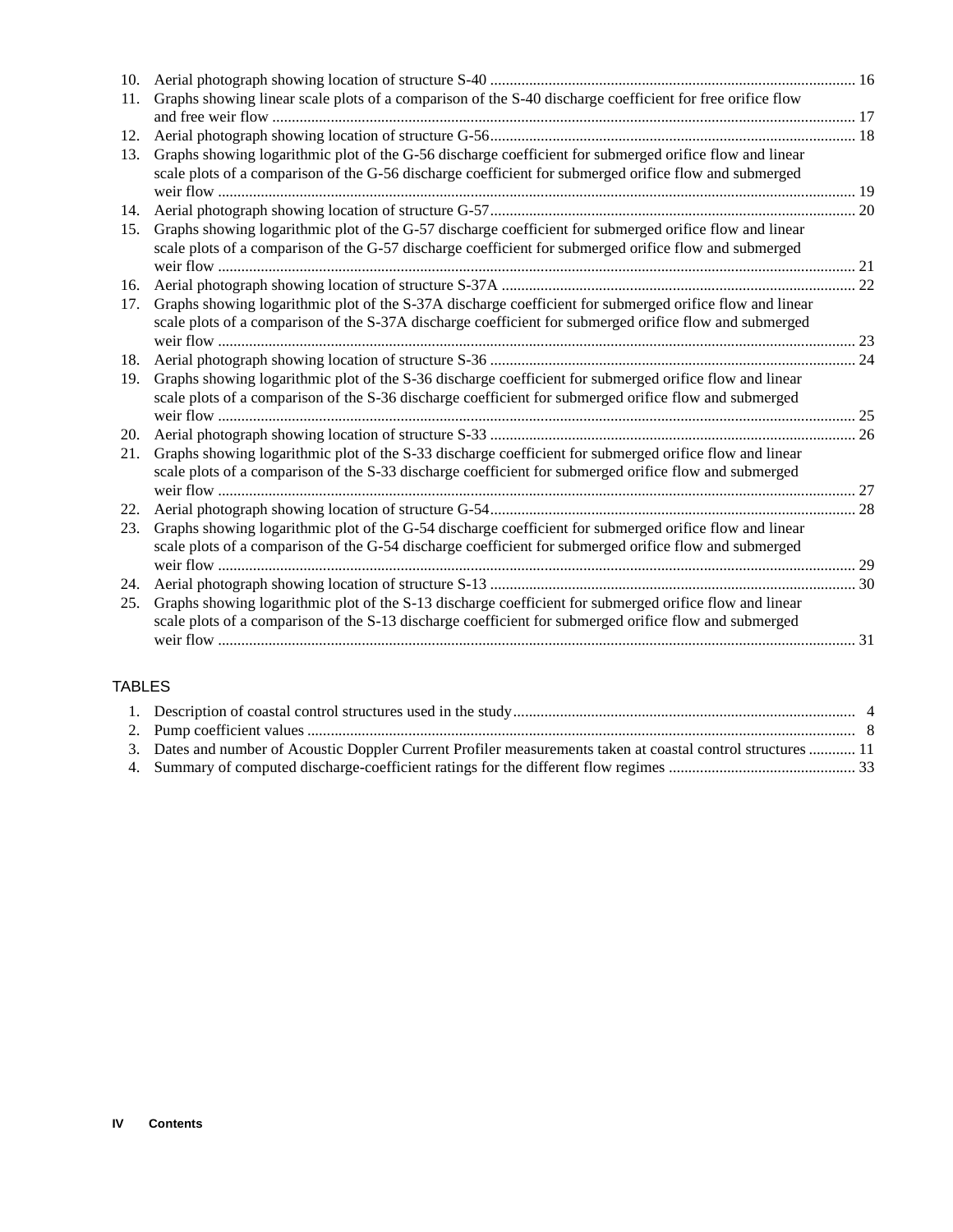10. Aerial photograph showing location of structure S-40 .......... 16
11. Graphs showing linear scale plots of a comparison of the S-40 discharge coefficient for free orifice flow and free weir flow .......... 17
12. Aerial photograph showing location of structure G-56 .......... 18
13. Graphs showing logarithmic plot of the G-56 discharge coefficient for submerged orifice flow and linear scale plots of a comparison of the G-56 discharge coefficient for submerged orifice flow and submerged weir flow .......... 19
14. Aerial photograph showing location of structure G-57 .......... 20
15. Graphs showing logarithmic plot of the G-57 discharge coefficient for submerged orifice flow and linear scale plots of a comparison of the G-57 discharge coefficient for submerged orifice flow and submerged weir flow .......... 21
16. Aerial photograph showing location of structure S-37A .......... 22
17. Graphs showing logarithmic plot of the S-37A discharge coefficient for submerged orifice flow and linear scale plots of a comparison of the S-37A discharge coefficient for submerged orifice flow and submerged weir flow .......... 23
18. Aerial photograph showing location of structure S-36 .......... 24
19. Graphs showing logarithmic plot of the S-36 discharge coefficient for submerged orifice flow and linear scale plots of a comparison of the S-36 discharge coefficient for submerged orifice flow and submerged weir flow .......... 25
20. Aerial photograph showing location of structure S-33 .......... 26
21. Graphs showing logarithmic plot of the S-33 discharge coefficient for submerged orifice flow and linear scale plots of a comparison of the S-33 discharge coefficient for submerged orifice flow and submerged weir flow .......... 27
22. Aerial photograph showing location of structure G-54 .......... 28
23. Graphs showing logarithmic plot of the G-54 discharge coefficient for submerged orifice flow and linear scale plots of a comparison of the G-54 discharge coefficient for submerged orifice flow and submerged weir flow .......... 29
24. Aerial photograph showing location of structure S-13 .......... 30
25. Graphs showing logarithmic plot of the S-13 discharge coefficient for submerged orifice flow and linear scale plots of a comparison of the S-13 discharge coefficient for submerged orifice flow and submerged weir flow .......... 31

## TABLES

1. Description of coastal control structures used in the study .......... 4
2. Pump coefficient values .......... 8
3. Dates and number of Acoustic Doppler Current Profiler measurements taken at coastal control structures .......... 11
4. Summary of computed discharge-coefficient ratings for the different flow regimes .......... 33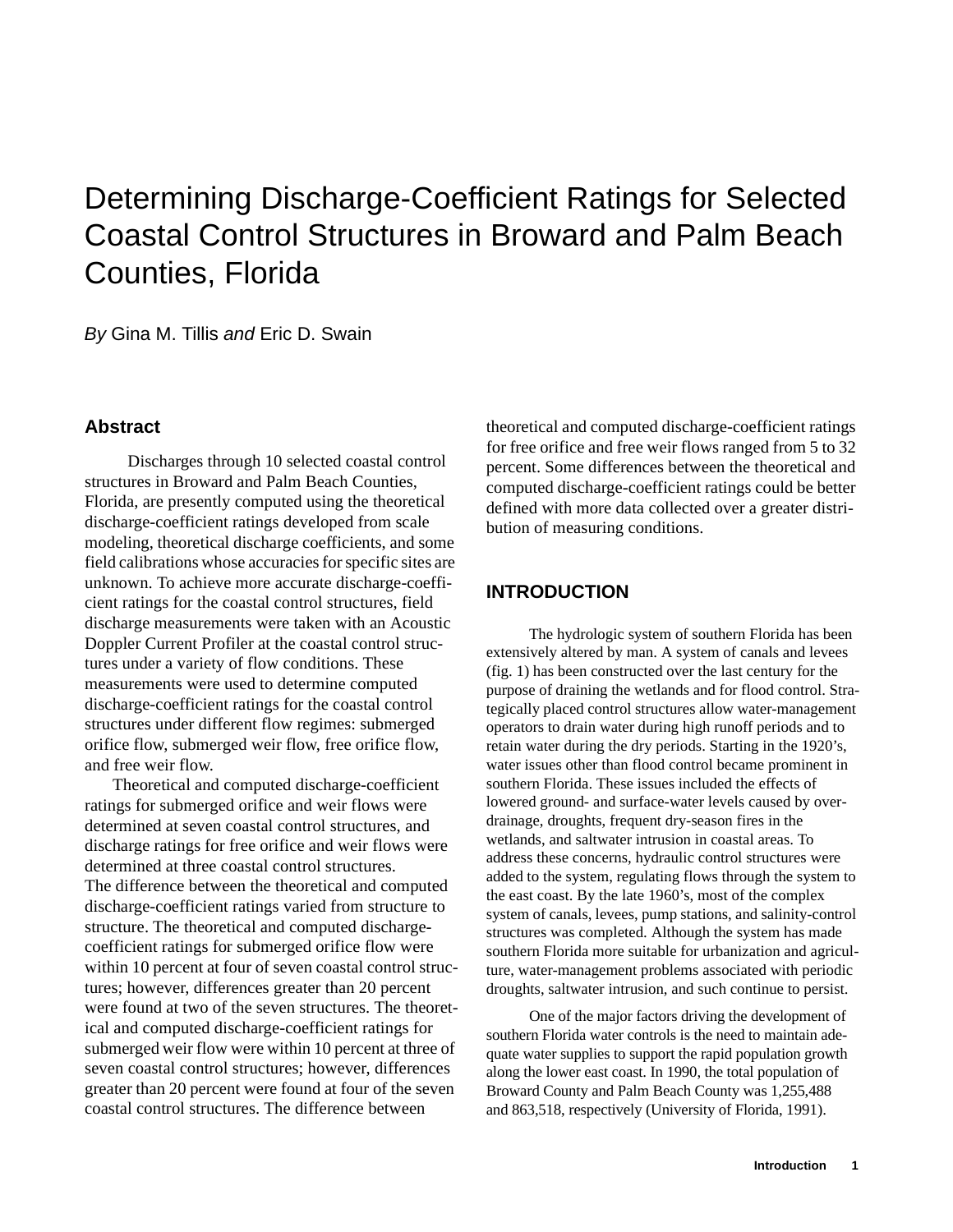# Determining Discharge-Coefficient Ratings for Selected Coastal Control Structures in Broward and Palm Beach Counties, Florida

*By* Gina M. Tillis *and* Eric D. Swain

## Abstract

Discharges through 10 selected coastal control structures in Broward and Palm Beach Counties, Florida, are presently computed using the theoretical discharge-coefficient ratings developed from scale modeling, theoretical discharge coefficients, and some field calibrations whose accuracies for specific sites are unknown. To achieve more accurate discharge-coefficient ratings for the coastal control structures, field discharge measurements were taken with an Acoustic Doppler Current Profiler at the coastal control structures under a variety of flow conditions. These measurements were used to determine computed discharge-coefficient ratings for the coastal control structures under different flow regimes: submerged orifice flow, submerged weir flow, free orifice flow, and free weir flow.

Theoretical and computed discharge-coefficient ratings for submerged orifice and weir flows were determined at seven coastal control structures, and discharge ratings for free orifice and weir flows were determined at three coastal control structures. The difference between the theoretical and computed discharge-coefficient ratings varied from structure to structure. The theoretical and computed discharge-coefficient ratings for submerged orifice flow were within 10 percent at four of seven coastal control structures; however, differences greater than 20 percent were found at two of the seven structures. The theoretical and computed discharge-coefficient ratings for submerged weir flow were within 10 percent at three of seven coastal control structures; however, differences greater than 20 percent were found at four of the seven coastal control structures. The difference between theoretical and computed discharge-coefficient ratings for free orifice and free weir flows ranged from 5 to 32 percent. Some differences between the theoretical and computed discharge-coefficient ratings could be better defined with more data collected over a greater distribution of measuring conditions.

## INTRODUCTION

The hydrologic system of southern Florida has been extensively altered by man. A system of canals and levees (fig. 1) has been constructed over the last century for the purpose of draining the wetlands and for flood control. Strategically placed control structures allow water-management operators to drain water during high runoff periods and to retain water during the dry periods. Starting in the 1920's, water issues other than flood control became prominent in southern Florida. These issues included the effects of lowered ground- and surface-water levels caused by over-drainage, droughts, frequent dry-season fires in the wetlands, and saltwater intrusion in coastal areas. To address these concerns, hydraulic control structures were added to the system, regulating flows through the system to the east coast. By the late 1960's, most of the complex system of canals, levees, pump stations, and salinity-control structures was completed. Although the system has made southern Florida more suitable for urbanization and agriculture, water-management problems associated with periodic droughts, saltwater intrusion, and such continue to persist.

One of the major factors driving the development of southern Florida water controls is the need to maintain adequate water supplies to support the rapid population growth along the lower east coast. In 1990, the total population of Broward County and Palm Beach County was 1,255,488 and 863,518, respectively (University of Florida, 1991).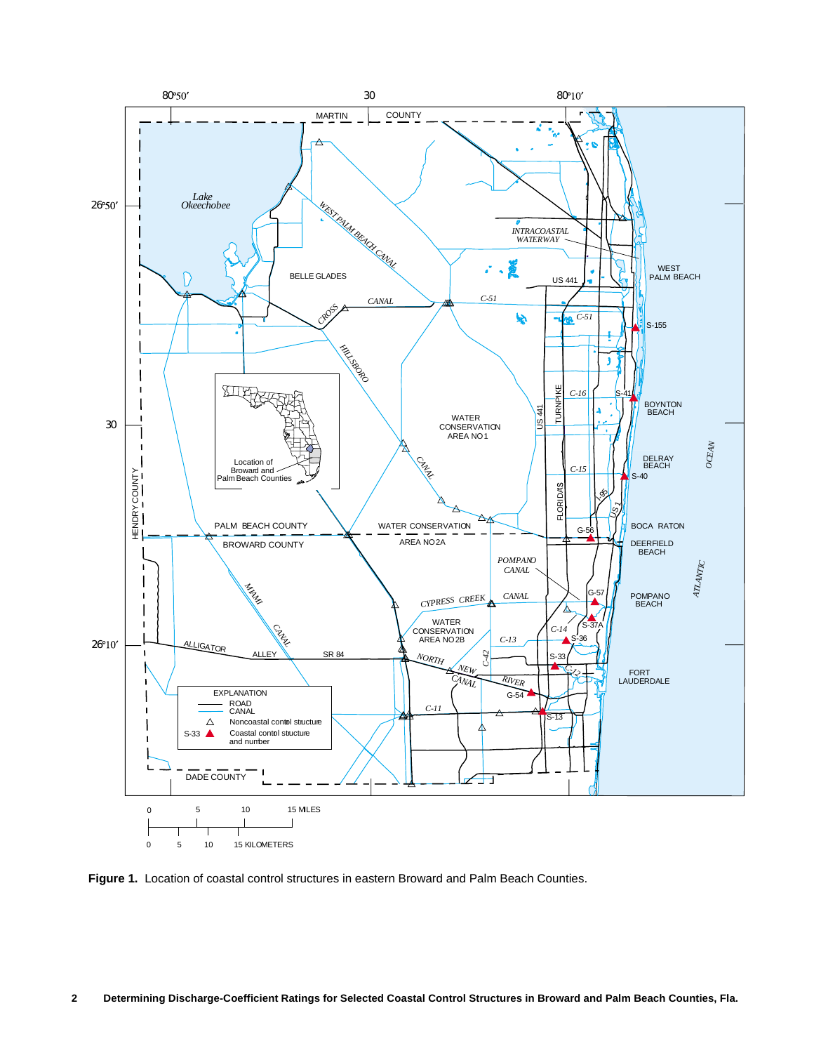**Figure 1.** Location of coastal control structures in eastern Broward and Palm Beach Counties.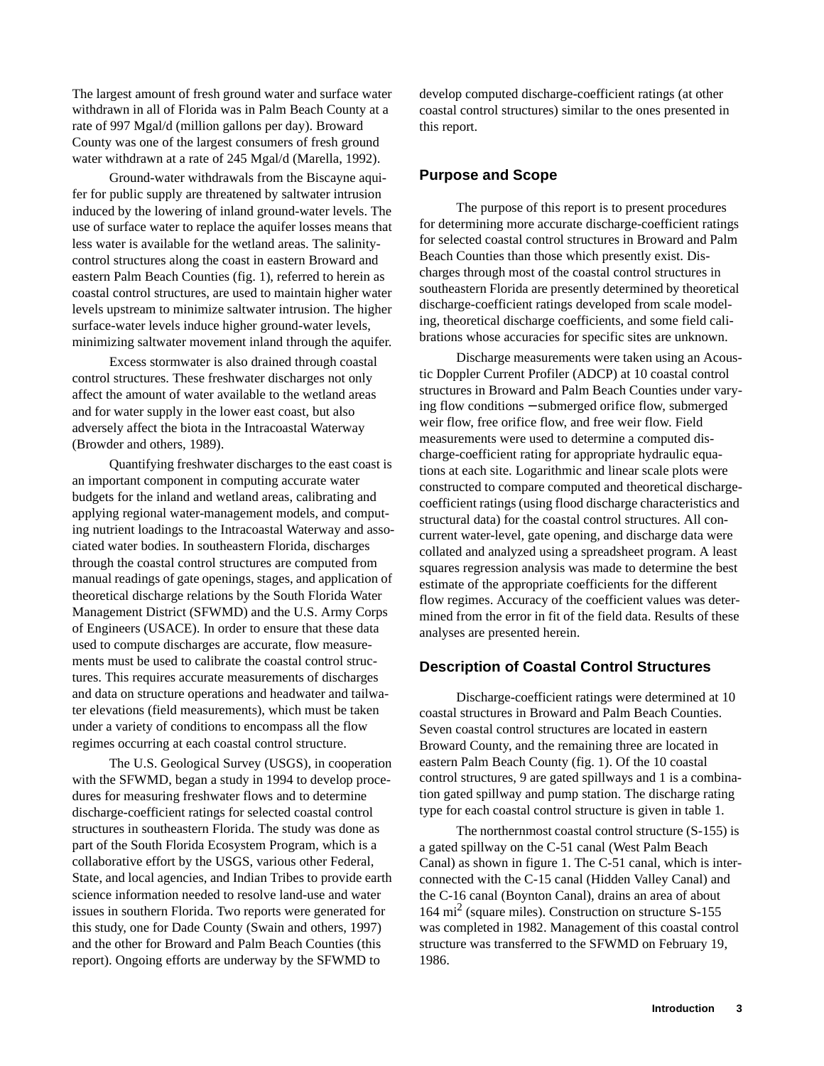The largest amount of fresh ground water and surface water withdrawn in all of Florida was in Palm Beach County at a rate of 997 Mgal/d (million gallons per day). Broward County was one of the largest consumers of fresh ground water withdrawn at a rate of 245 Mgal/d (Marella, 1992).

Ground-water withdrawals from the Biscayne aquifer for public supply are threatened by saltwater intrusion induced by the lowering of inland ground-water levels. The use of surface water to replace the aquifer losses means that less water is available for the wetland areas. The salinity-control structures along the coast in eastern Broward and eastern Palm Beach Counties (fig. 1), referred to herein as coastal control structures, are used to maintain higher water levels upstream to minimize saltwater intrusion. The higher surface-water levels induce higher ground-water levels, minimizing saltwater movement inland through the aquifer.

Excess stormwater is also drained through coastal control structures. These freshwater discharges not only affect the amount of water available to the wetland areas and for water supply in the lower east coast, but also adversely affect the biota in the Intracoastal Waterway (Browder and others, 1989).

Quantifying freshwater discharges to the east coast is an important component in computing accurate water budgets for the inland and wetland areas, calibrating and applying regional water-management models, and computing nutrient loadings to the Intracoastal Waterway and associated water bodies. In southeastern Florida, discharges through the coastal control structures are computed from manual readings of gate openings, stages, and application of theoretical discharge relations by the South Florida Water Management District (SFWMD) and the U.S. Army Corps of Engineers (USACE). In order to ensure that these data used to compute discharges are accurate, flow measurements must be used to calibrate the coastal control structures. This requires accurate measurements of discharges and data on structure operations and headwater and tailwater elevations (field measurements), which must be taken under a variety of conditions to encompass all the flow regimes occurring at each coastal control structure.

The U.S. Geological Survey (USGS), in cooperation with the SFWMD, began a study in 1994 to develop procedures for measuring freshwater flows and to determine discharge-coefficient ratings for selected coastal control structures in southeastern Florida. The study was done as part of the South Florida Ecosystem Program, which is a collaborative effort by the USGS, various other Federal, State, and local agencies, and Indian Tribes to provide earth science information needed to resolve land-use and water issues in southern Florida. Two reports were generated for this study, one for Dade County (Swain and others, 1997) and the other for Broward and Palm Beach Counties (this report). Ongoing efforts are underway by the SFWMD to develop computed discharge-coefficient ratings (at other coastal control structures) similar to the ones presented in this report.

## Purpose and Scope

The purpose of this report is to present procedures for determining more accurate discharge-coefficient ratings for selected coastal control structures in Broward and Palm Beach Counties than those which presently exist. Discharges through most of the coastal control structures in southeastern Florida are presently determined by theoretical discharge-coefficient ratings developed from scale modeling, theoretical discharge coefficients, and some field calibrations whose accuracies for specific sites are unknown.

Discharge measurements were taken using an Acoustic Doppler Current Profiler (ADCP) at 10 coastal control structures in Broward and Palm Beach Counties under varying flow conditions – submerged orifice flow, submerged weir flow, free orifice flow, and free weir flow. Field measurements were used to determine a computed discharge-coefficient rating for appropriate hydraulic equations at each site. Logarithmic and linear scale plots were constructed to compare computed and theoretical discharge-coefficient ratings (using flood discharge characteristics and structural data) for the coastal control structures. All concurrent water-level, gate opening, and discharge data were collated and analyzed using a spreadsheet program. A least squares regression analysis was made to determine the best estimate of the appropriate coefficients for the different flow regimes. Accuracy of the coefficient values was determined from the error in fit of the field data. Results of these analyses are presented herein.

## Description of Coastal Control Structures

Discharge-coefficient ratings were determined at 10 coastal structures in Broward and Palm Beach Counties. Seven coastal control structures are located in eastern Broward County, and the remaining three are located in eastern Palm Beach County (fig. 1). Of the 10 coastal control structures, 9 are gated spillways and 1 is a combination gated spillway and pump station. The discharge rating type for each coastal control structure is given in table 1.

The northernmost coastal control structure (S-155) is a gated spillway on the C-51 canal (West Palm Beach Canal) as shown in figure 1. The C-51 canal, which is interconnected with the C-15 canal (Hidden Valley Canal) and the C-16 canal (Boynton Canal), drains an area of about 164 $mi^2$ (square miles). Construction on structure S-155 was completed in 1982. Management of this coastal control structure was transferred to the SFWMD on February 19, 1986.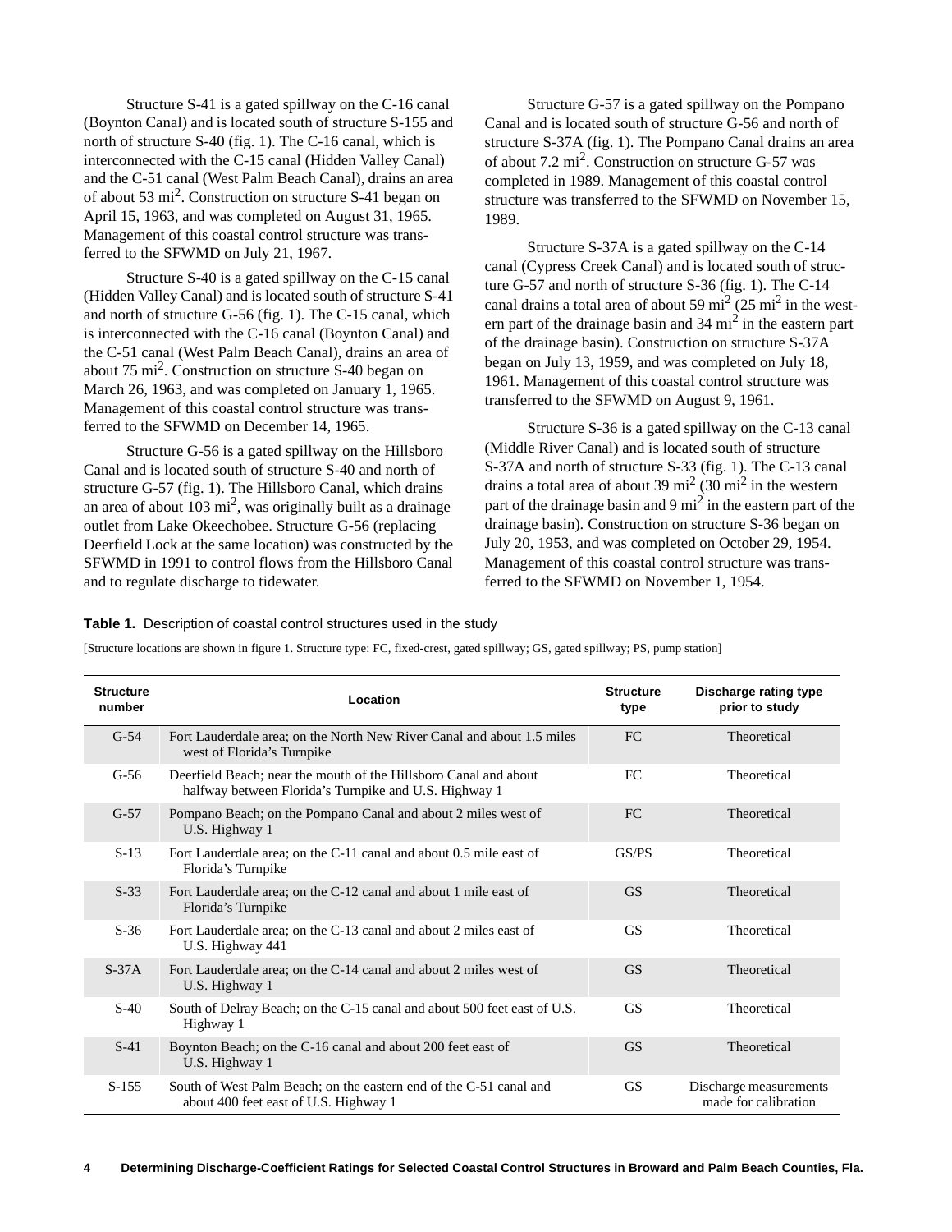Structure S-41 is a gated spillway on the C-16 canal (Boynton Canal) and is located south of structure S-155 and north of structure S-40 (fig. 1). The C-16 canal, which is interconnected with the C-15 canal (Hidden Valley Canal) and the C-51 canal (West Palm Beach Canal), drains an area of about 53 $mi^2$. Construction on structure S-41 began on April 15, 1963, and was completed on August 31, 1965. Management of this coastal control structure was transferred to the SFWMD on July 21, 1967.

Structure S-40 is a gated spillway on the C-15 canal (Hidden Valley Canal) and is located south of structure S-41 and north of structure G-56 (fig. 1). The C-15 canal, which is interconnected with the C-16 canal (Boynton Canal) and the C-51 canal (West Palm Beach Canal), drains an area of about 75 $mi^2$. Construction on structure S-40 began on March 26, 1963, and was completed on January 1, 1965. Management of this coastal control structure was transferred to the SFWMD on December 14, 1965.

Structure G-56 is a gated spillway on the Hillsboro Canal and is located south of structure S-40 and north of structure G-57 (fig. 1). The Hillsboro Canal, which drains an area of about 103 $mi^2$, was originally built as a drainage outlet from Lake Okeechobee. Structure G-56 (replacing Deerfield Lock at the same location) was constructed by the SFWMD in 1991 to control flows from the Hillsboro Canal and to regulate discharge to tidewater.

Structure G-57 is a gated spillway on the Pompano Canal and is located south of structure G-56 and north of structure S-37A (fig. 1). The Pompano Canal drains an area of about 7.2 $mi^2$. Construction on structure G-57 was completed in 1989. Management of this coastal control structure was transferred to the SFWMD on November 15, 1989.

Structure S-37A is a gated spillway on the C-14 canal (Cypress Creek Canal) and is located south of structure G-57 and north of structure S-36 (fig. 1). The C-14 canal drains a total area of about 59 $mi^2$ (25 $mi^2$ in the western part of the drainage basin and 34 $mi^2$ in the eastern part of the drainage basin). Construction on structure S-37A began on July 13, 1959, and was completed on July 18, 1961. Management of this coastal control structure was transferred to the SFWMD on August 9, 1961.

Structure S-36 is a gated spillway on the C-13 canal (Middle River Canal) and is located south of structure S-37A and north of structure S-33 (fig. 1). The C-13 canal drains a total area of about 39 $mi^2$ (30 $mi^2$ in the western part of the drainage basin and 9 $mi^2$ in the eastern part of the drainage basin). Construction on structure S-36 began on July 20, 1953, and was completed on October 29, 1954. Management of this coastal control structure was transferred to the SFWMD on November 1, 1954.

**Table 1.** Description of coastal control structures used in the study

[Structure locations are shown in figure 1. Structure type: FC, fixed-crest, gated spillway; GS, gated spillway; PS, pump station]

| Structure number | Location | Structure type | Discharge rating type prior to study |
|---|---|---|---|
| G-54 | Fort Lauderdale area; on the North New River Canal and about 1.5 miles west of Florida's Turnpike | FC | Theoretical |
| G-56 | Deerfield Beach; near the mouth of the Hillsboro Canal and about halfway between Florida's Turnpike and U.S. Highway 1 | FC | Theoretical |
| G-57 | Pompano Beach; on the Pompano Canal and about 2 miles west of U.S. Highway 1 | FC | Theoretical |
| S-13 | Fort Lauderdale area; on the C-11 canal and about 0.5 mile east of Florida's Turnpike | GS/PS | Theoretical |
| S-33 | Fort Lauderdale area; on the C-12 canal and about 1 mile east of Florida's Turnpike | GS | Theoretical |
| S-36 | Fort Lauderdale area; on the C-13 canal and about 2 miles east of U.S. Highway 441 | GS | Theoretical |
| S-37A | Fort Lauderdale area; on the C-14 canal and about 2 miles west of U.S. Highway 1 | GS | Theoretical |
| S-40 | South of Delray Beach; on the C-15 canal and about 500 feet east of U.S. Highway 1 | GS | Theoretical |
| S-41 | Boynton Beach; on the C-16 canal and about 200 feet east of U.S. Highway 1 | GS | Theoretical |
| S-155 | South of West Palm Beach; on the eastern end of the C-51 canal and about 400 feet east of U.S. Highway 1 | GS | Discharge measurements made for calibration |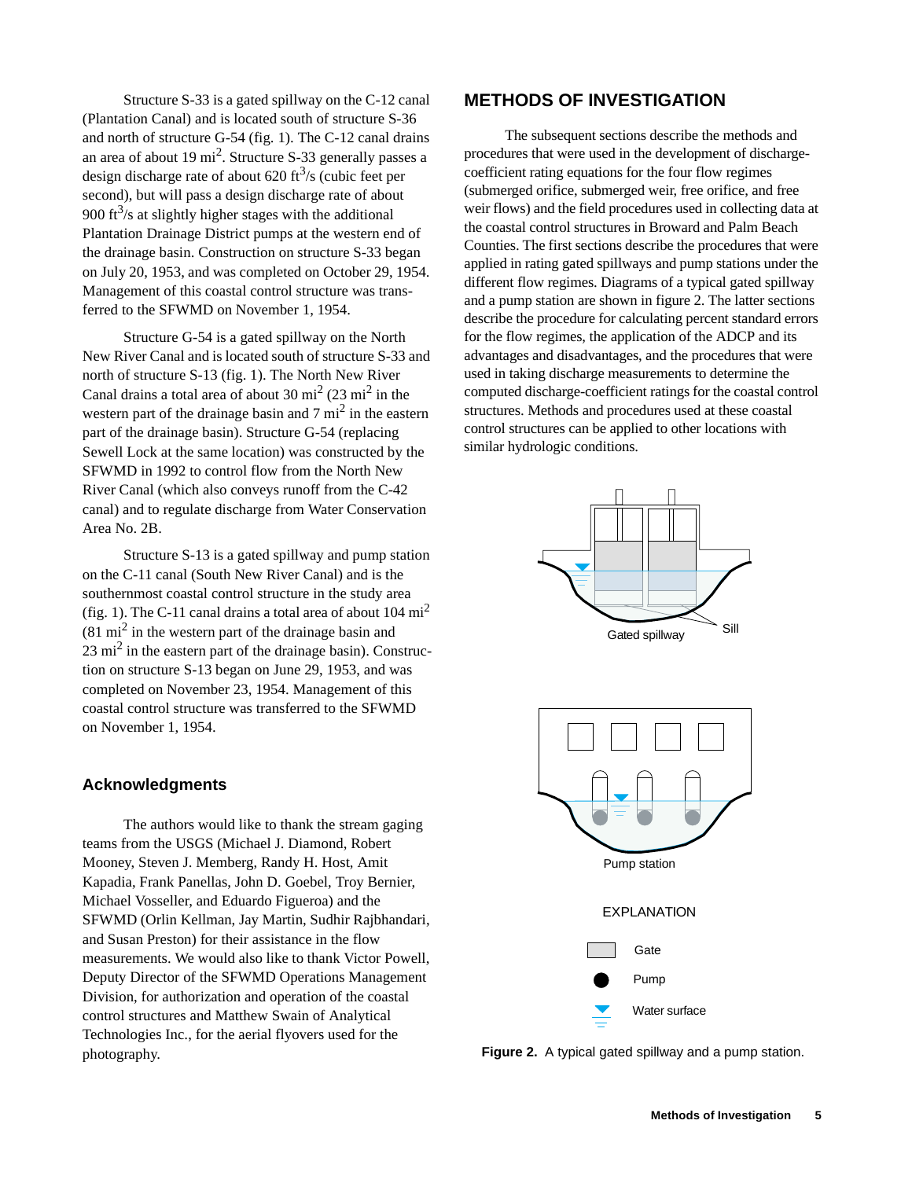Structure S-33 is a gated spillway on the C-12 canal (Plantation Canal) and is located south of structure S-36 and north of structure G-54 (fig. 1). The C-12 canal drains an area of about 19 mi$^2$. Structure S-33 generally passes a design discharge rate of about 620 ft$^3$/s (cubic feet per second), but will pass a design discharge rate of about 900 ft$^3$/s at slightly higher stages with the additional Plantation Drainage District pumps at the western end of the drainage basin. Construction on structure S-33 began on July 20, 1953, and was completed on October 29, 1954. Management of this coastal control structure was transferred to the SFWMD on November 1, 1954.

Structure G-54 is a gated spillway on the North New River Canal and is located south of structure S-33 and north of structure S-13 (fig. 1). The North New River Canal drains a total area of about 30 mi$^2$ (23 mi$^2$ in the western part of the drainage basin and 7 mi$^2$ in the eastern part of the drainage basin). Structure G-54 (replacing Sewell Lock at the same location) was constructed by the SFWMD in 1992 to control flow from the North New River Canal (which also conveys runoff from the C-42 canal) and to regulate discharge from Water Conservation Area No. 2B.

Structure S-13 is a gated spillway and pump station on the C-11 canal (South New River Canal) and is the southernmost coastal control structure in the study area (fig. 1). The C-11 canal drains a total area of about 104 mi$^2$ (81 mi$^2$ in the western part of the drainage basin and 23 mi$^2$ in the eastern part of the drainage basin). Construction on structure S-13 began on June 29, 1953, and was completed on November 23, 1954. Management of this coastal control structure was transferred to the SFWMD on November 1, 1954.

### Acknowledgments

The authors would like to thank the stream gaging teams from the USGS (Michael J. Diamond, Robert Mooney, Steven J. Memberg, Randy H. Host, Amit Kapadia, Frank Panellas, John D. Goebel, Troy Bernier, Michael Vosseller, and Eduardo Figueroa) and the SFWMD (Orlin Kellman, Jay Martin, Sudhir Rajbhandari, and Susan Preston) for their assistance in the flow measurements. We would also like to thank Victor Powell, Deputy Director of the SFWMD Operations Management Division, for authorization and operation of the coastal control structures and Matthew Swain of Analytical Technologies Inc., for the aerial flyovers used for the photography.

## METHODS OF INVESTIGATION

The subsequent sections describe the methods and procedures that were used in the development of discharge-coefficient rating equations for the four flow regimes (submerged orifice, submerged weir, free orifice, and free weir flows) and the field procedures used in collecting data at the coastal control structures in Broward and Palm Beach Counties. The first sections describe the procedures that were applied in rating gated spillways and pump stations under the different flow regimes. Diagrams of a typical gated spillway and a pump station are shown in figure 2. The latter sections describe the procedure for calculating percent standard errors for the flow regimes, the application of the ADCP and its advantages and disadvantages, and the procedures that were used in taking discharge measurements to determine the computed discharge-coefficient ratings for the coastal control structures. Methods and procedures used at these coastal control structures can be applied to other locations with similar hydrologic conditions.

Gated spillway

Sill

Pump station

EXPLANATION

Gate

Pump

Water surface

**Figure 2.** A typical gated spillway and a pump station.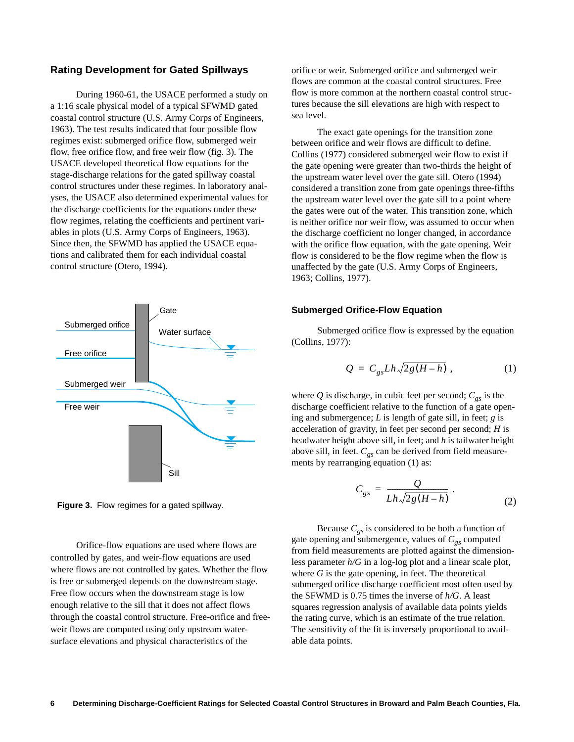## Rating Development for Gated Spillways

During 1960-61, the USACE performed a study on a 1:16 scale physical model of a typical SFWMD gated coastal control structure (U.S. Army Corps of Engineers, 1963). The test results indicated that four possible flow regimes exist: submerged orifice flow, submerged weir flow, free orifice flow, and free weir flow (fig. 3). The USACE developed theoretical flow equations for the stage-discharge relations for the gated spillway coastal control structures under these regimes. In laboratory analyses, the USACE also determined experimental values for the discharge coefficients for the equations under these flow regimes, relating the coefficients and pertinent variables in plots (U.S. Army Corps of Engineers, 1963). Since then, the SFWMD has applied the USACE equations and calibrated them for each individual coastal control structure (Otero, 1994).

Submerged orifice

Free orifice

Submerged weir

Free weir

Gate

Water surface

Sill

**Figure 3.** Flow regimes for a gated spillway.

Orifice-flow equations are used where flows are controlled by gates, and weir-flow equations are used where flows are not controlled by gates. Whether the flow is free or submerged depends on the downstream stage. Free flow occurs when the downstream stage is low enough relative to the sill that it does not affect flows through the coastal control structure. Free-orifice and free-weir flows are computed using only upstream water-surface elevations and physical characteristics of the orifice or weir. Submerged orifice and submerged weir flows are common at the coastal control structures. Free flow is more common at the northern coastal control structures because the sill elevations are high with respect to sea level.

The exact gate openings for the transition zone between orifice and weir flows are difficult to define. Collins (1977) considered submerged weir flow to exist if the gate opening were greater than two-thirds the height of the upstream water level over the gate sill. Otero (1994) considered a transition zone from gate openings three-fifths the upstream water level over the gate sill to a point where the gates were out of the water. This transition zone, which is neither orifice nor weir flow, was assumed to occur when the discharge coefficient no longer changed, in accordance with the orifice flow equation, with the gate opening. Weir flow is considered to be the flow regime when the flow is unaffected by the gate (U.S. Army Corps of Engineers, 1963; Collins, 1977).

### Submerged Orifice-Flow Equation

Submerged orifice flow is expressed by the equation (Collins, 1977):

$$Q = C_{gs} L h \sqrt{2g(H-h)} \,, \qquad (1)$$

where $Q$ is discharge, in cubic feet per second; $C_{gs}$ is the discharge coefficient relative to the function of a gate opening and submergence; $L$ is length of gate sill, in feet; $g$ is acceleration of gravity, in feet per second per second; $H$ is headwater height above sill, in feet; and $h$ is tailwater height above sill, in feet. $C_{gs}$ can be derived from field measurements by rearranging equation (1) as:

$$C_{gs} = \frac{Q}{Lh\sqrt{2g(H-h)}} \,. \qquad (2)$$

Because $C_{gs}$ is considered to be both a function of gate opening and submergence, values of $C_{gs}$ computed from field measurements are plotted against the dimensionless parameter $h/G$ in a log-log plot and a linear scale plot, where $G$ is the gate opening, in feet. The theoretical submerged orifice discharge coefficient most often used by the SFWMD is 0.75 times the inverse of $h/G$. A least squares regression analysis of available data points yields the rating curve, which is an estimate of the true relation. The sensitivity of the fit is inversely proportional to available data points.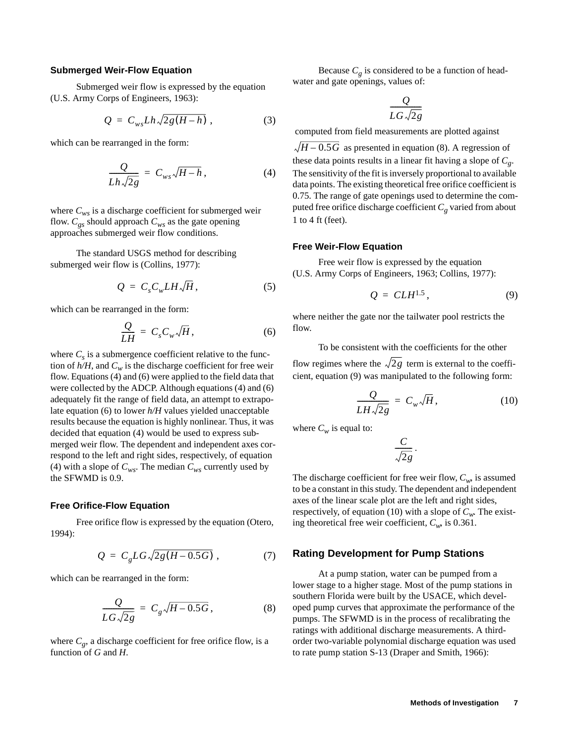### Submerged Weir-Flow Equation

Submerged weir flow is expressed by the equation (U.S. Army Corps of Engineers, 1963):

$$Q = C_{ws} L h \sqrt{2g(H - h)} , \tag{3}$$

which can be rearranged in the form:

$$\frac{Q}{Lh\sqrt{2g}} = C_{ws}\sqrt{H - h} , \tag{4}$$

where $C_{ws}$ is a discharge coefficient for submerged weir flow. $C_{gs}$ should approach $C_{ws}$ as the gate opening approaches submerged weir flow conditions.

The standard USGS method for describing submerged weir flow is (Collins, 1977):

$$Q = C_s C_w L H \sqrt{H} , \tag{5}$$

which can be rearranged in the form:

$$\frac{Q}{LH} = C_s C_w \sqrt{H} , \tag{6}$$

where $C_s$ is a submergence coefficient relative to the function of *h/H*, and $C_w$ is the discharge coefficient for free weir flow. Equations (4) and (6) were applied to the field data that were collected by the ADCP. Although equations (4) and (6) adequately fit the range of field data, an attempt to extrapolate equation (6) to lower *h/H* values yielded unacceptable results because the equation is highly nonlinear. Thus, it was decided that equation (4) would be used to express submerged weir flow. The dependent and independent axes correspond to the left and right sides, respectively, of equation (4) with a slope of $C_{ws}$. The median $C_{ws}$ currently used by the SFWMD is 0.9.

### Free Orifice-Flow Equation

Free orifice flow is expressed by the equation (Otero, 1994):

$$Q = C_g L G \sqrt{2g(H - 0.5G)} , \tag{7}$$

which can be rearranged in the form:

$$\frac{Q}{LG\sqrt{2g}} = C_g\sqrt{H - 0.5G} , \tag{8}$$

where $C_g$, a discharge coefficient for free orifice flow, is a function of *G* and *H*.

Because $C_g$ is considered to be a function of headwater and gate openings, values of:

$$\frac{Q}{LG\sqrt{2g}}$$

computed from field measurements are plotted against $\sqrt{H - 0.5G}$ as presented in equation (8). A regression of these data points results in a linear fit having a slope of $C_g$. The sensitivity of the fit is inversely proportional to available data points. The existing theoretical free orifice coefficient is 0.75. The range of gate openings used to determine the computed free orifice discharge coefficient $C_g$ varied from about 1 to 4 ft (feet).

### Free Weir-Flow Equation

Free weir flow is expressed by the equation (U.S. Army Corps of Engineers, 1963; Collins, 1977):

$$Q = CLH^{1.5} , \tag{9}$$

where neither the gate nor the tailwater pool restricts the flow.

To be consistent with the coefficients for the other flow regimes where the $\sqrt{2g}$ term is external to the coefficient, equation (9) was manipulated to the following form:

$$\frac{Q}{LH\sqrt{2g}} = C_w\sqrt{H} , \tag{10}$$

where $C_w$ is equal to:

$$\frac{C}{\sqrt{2g}} .$$

The discharge coefficient for free weir flow, $C_w$, is assumed to be a constant in this study. The dependent and independent axes of the linear scale plot are the left and right sides, respectively, of equation (10) with a slope of $C_w$. The existing theoretical free weir coefficient, $C_w$, is 0.361.

## Rating Development for Pump Stations

At a pump station, water can be pumped from a lower stage to a higher stage. Most of the pump stations in southern Florida were built by the USACE, which developed pump curves that approximate the performance of the pumps. The SFWMD is in the process of recalibrating the ratings with additional discharge measurements. A third-order two-variable polynomial discharge equation was used to rate pump station S-13 (Draper and Smith, 1966):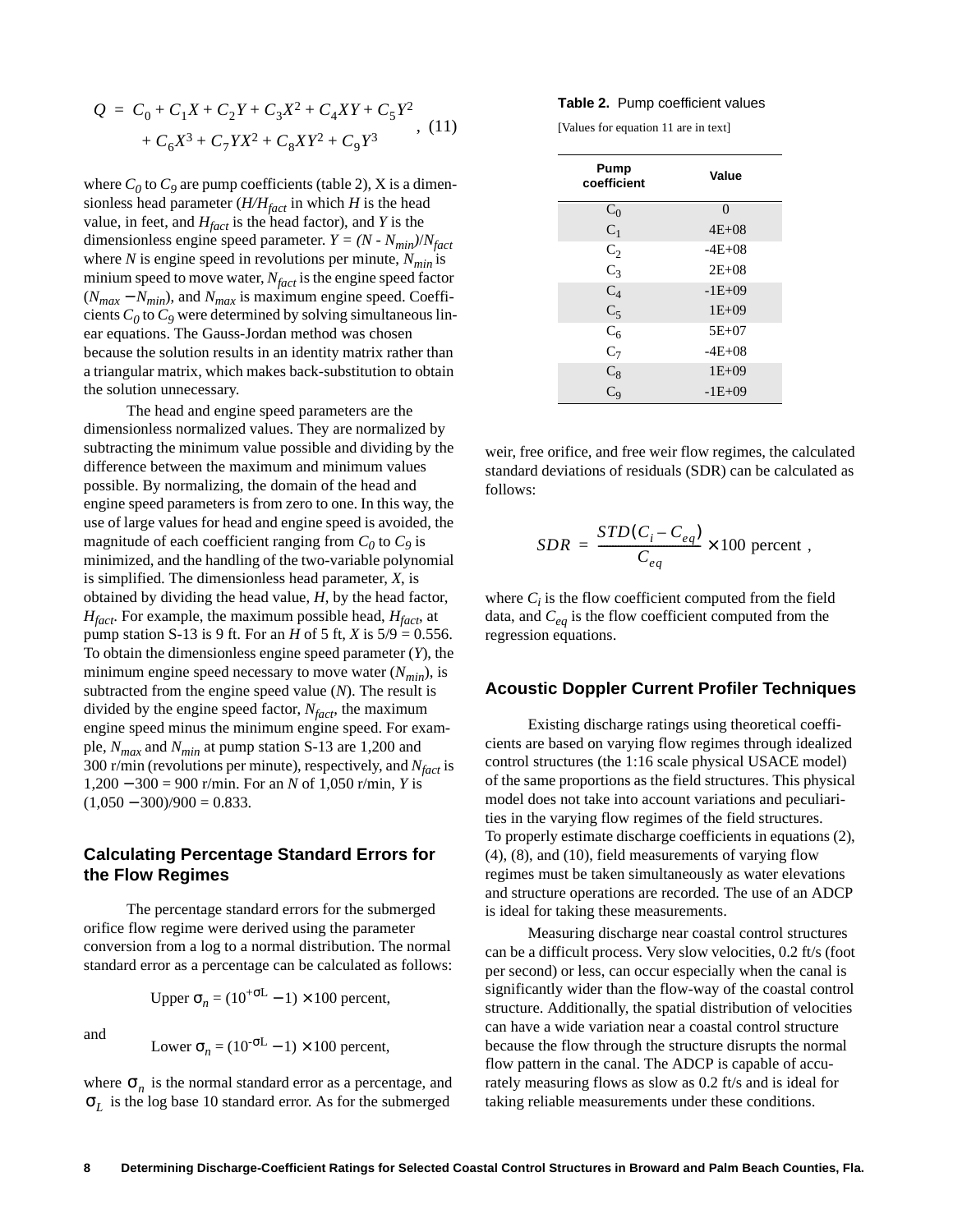$$Q = C_0 + C_1X + C_2Y + C_3X^2 + C_4XY + C_5Y^2 + C_6X^3 + C_7YX^2 + C_8XY^2 + C_9Y^3 \quad , \quad (11)$$

where $C_0$ to $C_9$ are pump coefficients (table 2), X is a dimensionless head parameter ($H/H_{fact}$ in which $H$ is the head value, in feet, and $H_{fact}$ is the head factor), and $Y$ is the dimensionless engine speed parameter. $Y = (N - N_{min})/N_{fact}$ where $N$ is engine speed in revolutions per minute, $N_{min}$ is minium speed to move water, $N_{fact}$ is the engine speed factor ($N_{max} - N_{min}$), and $N_{max}$ is maximum engine speed. Coefficients $C_0$ to $C_9$ were determined by solving simultaneous linear equations. The Gauss-Jordan method was chosen because the solution results in an identity matrix rather than a triangular matrix, which makes back-substitution to obtain the solution unnecessary.

The head and engine speed parameters are the dimensionless normalized values. They are normalized by subtracting the minimum value possible and dividing by the difference between the maximum and minimum values possible. By normalizing, the domain of the head and engine speed parameters is from zero to one. In this way, the use of large values for head and engine speed is avoided, the magnitude of each coefficient ranging from $C_0$ to $C_9$ is minimized, and the handling of the two-variable polynomial is simplified. The dimensionless head parameter, $X$, is obtained by dividing the head value, $H$, by the head factor, $H_{fact}$. For example, the maximum possible head, $H_{fact}$, at pump station S-13 is 9 ft. For an $H$ of 5 ft, $X$ is 5/9 = 0.556. To obtain the dimensionless engine speed parameter ($Y$), the minimum engine speed necessary to move water ($N_{min}$), is subtracted from the engine speed value ($N$). The result is divided by the engine speed factor, $N_{fact}$, the maximum engine speed minus the minimum engine speed. For example, $N_{max}$ and $N_{min}$ at pump station S-13 are 1,200 and 300 r/min (revolutions per minute), respectively, and $N_{fact}$ is 1,200 − 300 = 900 r/min. For an $N$ of 1,050 r/min, $Y$ is (1,050 − 300)/900 = 0.833.

**Table 2.** Pump coefficient values

[Values for equation 11 are in text]

| Pump coefficient | Value |
|---|---|
| $C_0$ | 0 |
| $C_1$ | 4E+08 |
| $C_2$ | -4E+08 |
| $C_3$ | 2E+08 |
| $C_4$ | -1E+09 |
| $C_5$ | 1E+09 |
| $C_6$ | 5E+07 |
| $C_7$ | -4E+08 |
| $C_8$ | 1E+09 |
| $C_9$ | -1E+09 |

## Calculating Percentage Standard Errors for the Flow Regimes

The percentage standard errors for the submerged orifice flow regime were derived using the parameter conversion from a log to a normal distribution. The normal standard error as a percentage can be calculated as follows:

$$\text{Upper } \sigma_n = (10^{+\sigma L} - 1) \times 100 \text{ percent,}$$

and

$$\text{Lower } \sigma_n = (10^{-\sigma L} - 1) \times 100 \text{ percent,}$$

where $\sigma_n$ is the normal standard error as a percentage, and $\sigma_L$ is the log base 10 standard error. As for the submerged weir, free orifice, and free weir flow regimes, the calculated standard deviations of residuals (SDR) can be calculated as follows:

$$SDR = \frac{STD(C_i - C_{eq})}{C_{eq}} \times 100 \text{ percent ,}$$

where $C_i$ is the flow coefficient computed from the field data, and $C_{eq}$ is the flow coefficient computed from the regression equations.

## Acoustic Doppler Current Profiler Techniques

Existing discharge ratings using theoretical coefficients are based on varying flow regimes through idealized control structures (the 1:16 scale physical USACE model) of the same proportions as the field structures. This physical model does not take into account variations and peculiarities in the varying flow regimes of the field structures. To properly estimate discharge coefficients in equations (2), (4), (8), and (10), field measurements of varying flow regimes must be taken simultaneously as water elevations and structure operations are recorded. The use of an ADCP is ideal for taking these measurements.

Measuring discharge near coastal control structures can be a difficult process. Very slow velocities, 0.2 ft/s (foot per second) or less, can occur especially when the canal is significantly wider than the flow-way of the coastal control structure. Additionally, the spatial distribution of velocities can have a wide variation near a coastal control structure because the flow through the structure disrupts the normal flow pattern in the canal. The ADCP is capable of accurately measuring flows as slow as 0.2 ft/s and is ideal for taking reliable measurements under these conditions.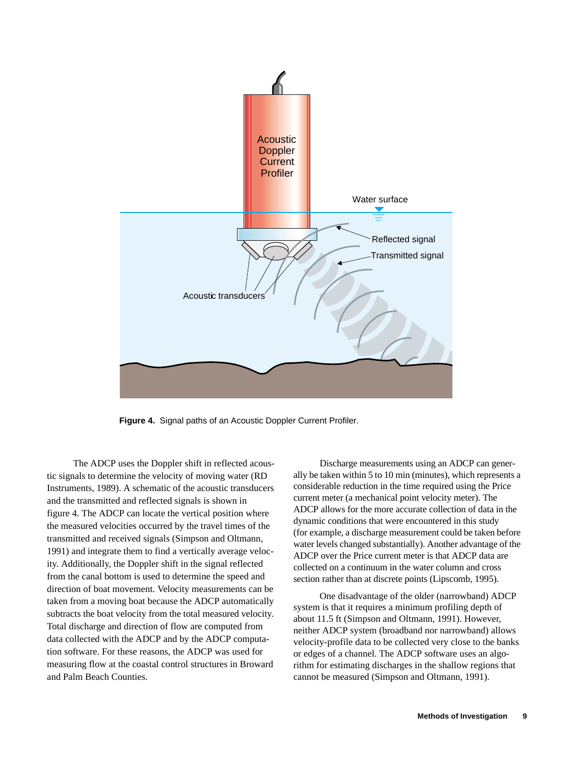**Figure 4.** Signal paths of an Acoustic Doppler Current Profiler.

The ADCP uses the Doppler shift in reflected acoustic signals to determine the velocity of moving water (RD Instruments, 1989). A schematic of the acoustic transducers and the transmitted and reflected signals is shown in figure 4. The ADCP can locate the vertical position where the measured velocities occurred by the travel times of the transmitted and received signals (Simpson and Oltmann, 1991) and integrate them to find a vertically average velocity. Additionally, the Doppler shift in the signal reflected from the canal bottom is used to determine the speed and direction of boat movement. Velocity measurements can be taken from a moving boat because the ADCP automatically subtracts the boat velocity from the total measured velocity. Total discharge and direction of flow are computed from data collected with the ADCP and by the ADCP computation software. For these reasons, the ADCP was used for measuring flow at the coastal control structures in Broward and Palm Beach Counties.

Discharge measurements using an ADCP can generally be taken within 5 to 10 min (minutes), which represents a considerable reduction in the time required using the Price current meter (a mechanical point velocity meter). The ADCP allows for the more accurate collection of data in the dynamic conditions that were encountered in this study (for example, a discharge measurement could be taken before water levels changed substantially). Another advantage of the ADCP over the Price current meter is that ADCP data are collected on a continuum in the water column and cross section rather than at discrete points (Lipscomb, 1995).

One disadvantage of the older (narrowband) ADCP system is that it requires a minimum profiling depth of about 11.5 ft (Simpson and Oltmann, 1991). However, neither ADCP system (broadband nor narrowband) allows velocity-profile data to be collected very close to the banks or edges of a channel. The ADCP software uses an algorithm for estimating discharges in the shallow regions that cannot be measured (Simpson and Oltmann, 1991).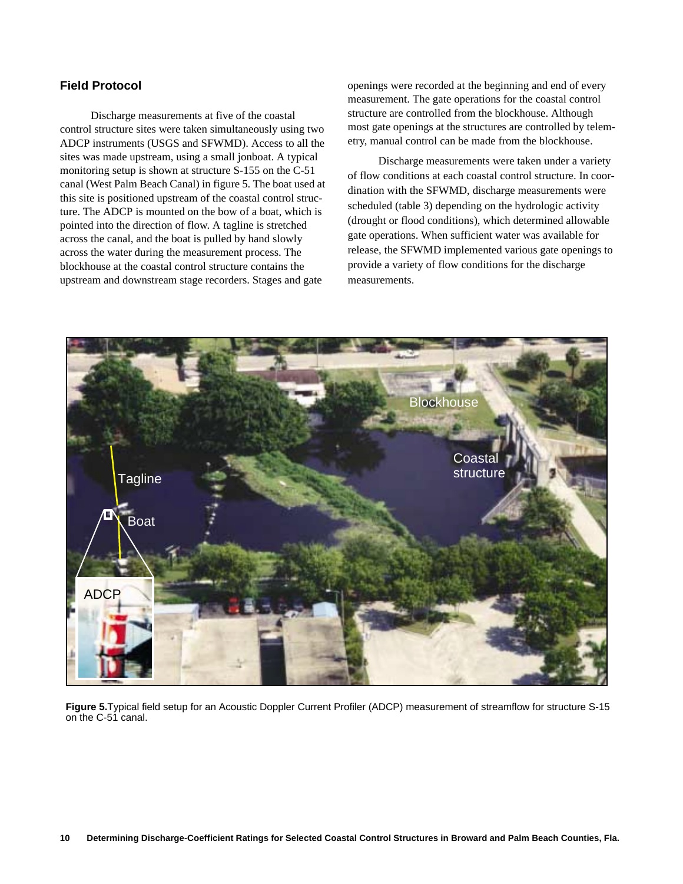## Field Protocol

Discharge measurements at five of the coastal control structure sites were taken simultaneously using two ADCP instruments (USGS and SFWMD). Access to all the sites was made upstream, using a small jonboat. A typical monitoring setup is shown at structure S-155 on the C-51 canal (West Palm Beach Canal) in figure 5. The boat used at this site is positioned upstream of the coastal control structure. The ADCP is mounted on the bow of a boat, which is pointed into the direction of flow. A tagline is stretched across the canal, and the boat is pulled by hand slowly across the water during the measurement process. The blockhouse at the coastal control structure contains the upstream and downstream stage recorders. Stages and gate openings were recorded at the beginning and end of every measurement. The gate operations for the coastal control structure are controlled from the blockhouse. Although most gate openings at the structures are controlled by telemetry, manual control can be made from the blockhouse.

Discharge measurements were taken under a variety of flow conditions at each coastal control structure. In coordination with the SFWMD, discharge measurements were scheduled (table 3) depending on the hydrologic activity (drought or flood conditions), which determined allowable gate operations. When sufficient water was available for release, the SFWMD implemented various gate openings to provide a variety of flow conditions for the discharge measurements.

**Figure 5.** Typical field setup for an Acoustic Doppler Current Profiler (ADCP) measurement of streamflow for structure S-15 on the C-51 canal.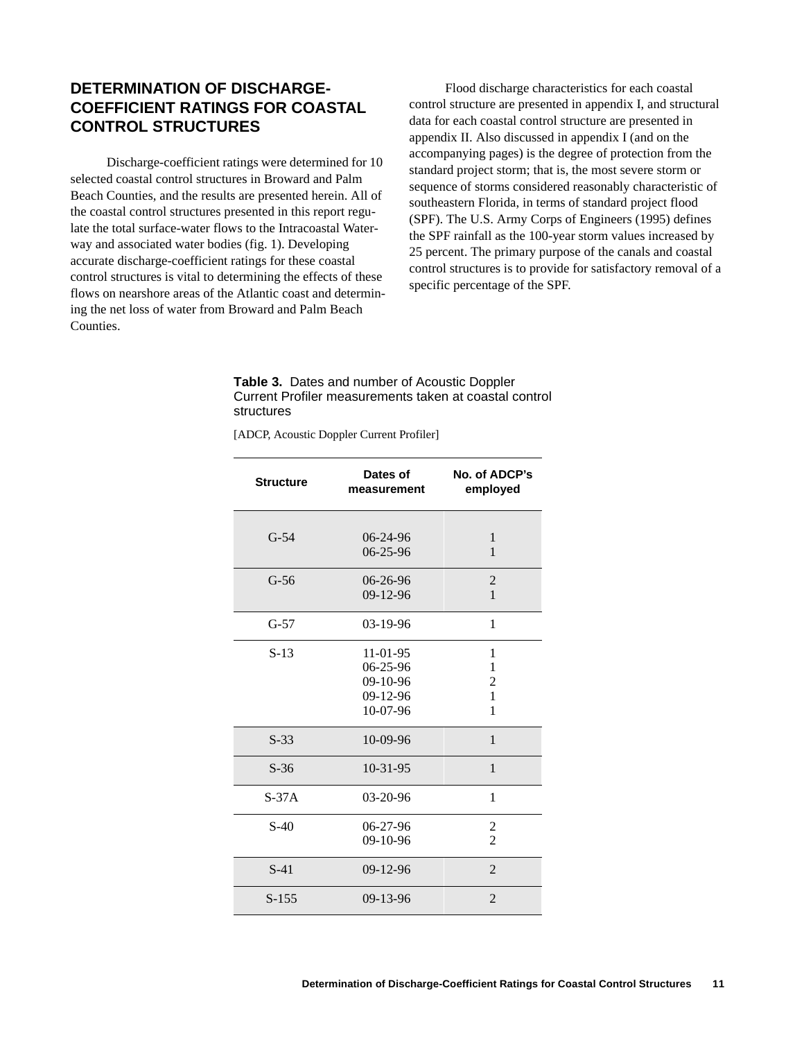## DETERMINATION OF DISCHARGE-COEFFICIENT RATINGS FOR COASTAL CONTROL STRUCTURES

Discharge-coefficient ratings were determined for 10 selected coastal control structures in Broward and Palm Beach Counties, and the results are presented herein. All of the coastal control structures presented in this report regulate the total surface-water flows to the Intracoastal Waterway and associated water bodies (fig. 1). Developing accurate discharge-coefficient ratings for these coastal control structures is vital to determining the effects of these flows on nearshore areas of the Atlantic coast and determining the net loss of water from Broward and Palm Beach Counties.

Flood discharge characteristics for each coastal control structure are presented in appendix I, and structural data for each coastal control structure are presented in appendix II. Also discussed in appendix I (and on the accompanying pages) is the degree of protection from the standard project storm; that is, the most severe storm or sequence of storms considered reasonably characteristic of southeastern Florida, in terms of standard project flood (SPF). The U.S. Army Corps of Engineers (1995) defines the SPF rainfall as the 100-year storm values increased by 25 percent. The primary purpose of the canals and coastal control structures is to provide for satisfactory removal of a specific percentage of the SPF.

**Table 3.** Dates and number of Acoustic Doppler Current Profiler measurements taken at coastal control structures

[ADCP, Acoustic Doppler Current Profiler]

| Structure | Dates of measurement | No. of ADCP's employed |
|---|---|---|
| G-54 | 06-24-96<br>06-25-96 | 1<br>1 |
| G-56 | 06-26-96<br>09-12-96 | 2<br>1 |
| G-57 | 03-19-96 | 1 |
| S-13 | 11-01-95<br>06-25-96<br>09-10-96<br>09-12-96<br>10-07-96 | 1<br>1<br>2<br>1<br>1 |
| S-33 | 10-09-96 | 1 |
| S-36 | 10-31-95 | 1 |
| S-37A | 03-20-96 | 1 |
| S-40 | 06-27-96<br>09-10-96 | 2<br>2 |
| S-41 | 09-12-96 | 2 |
| S-155 | 09-13-96 | 2 |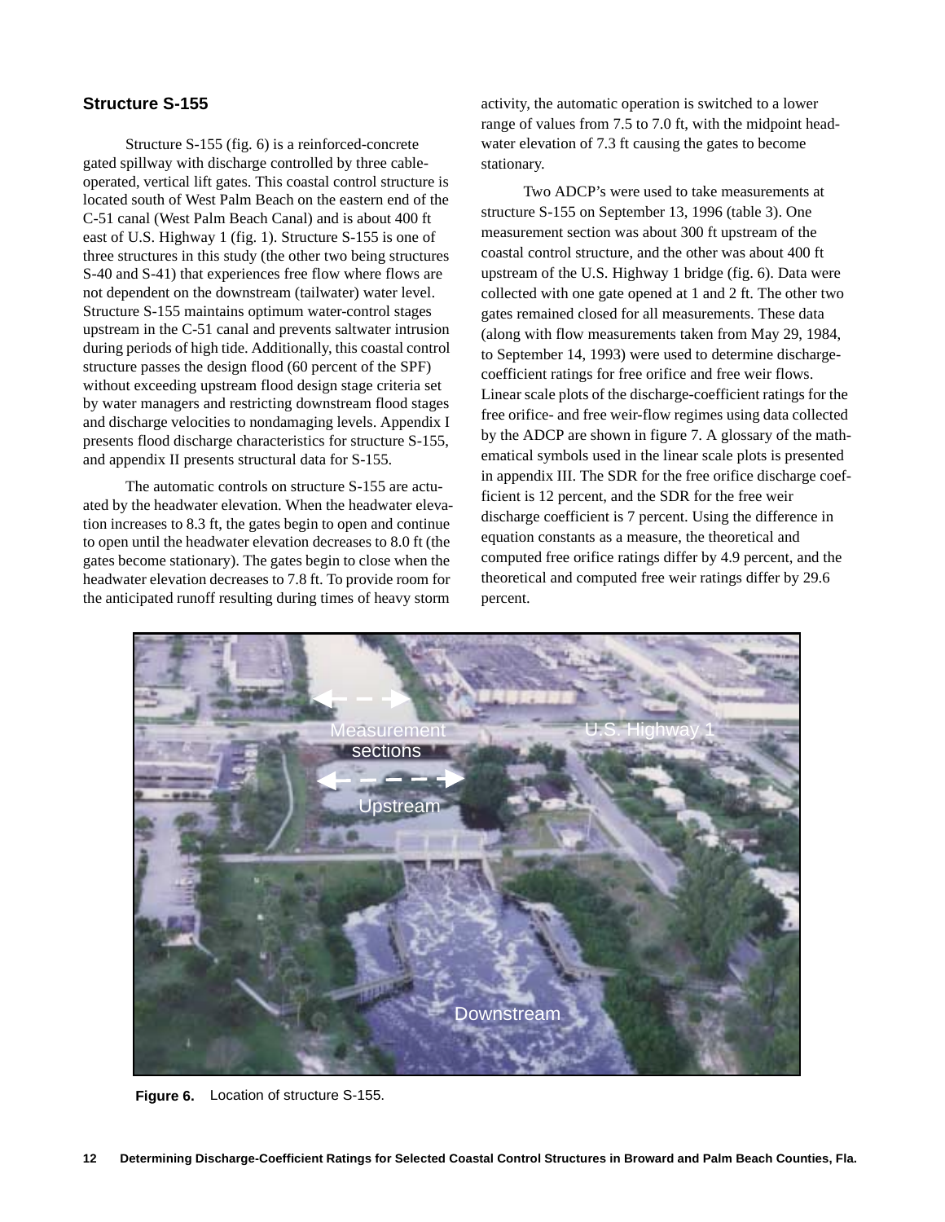## Structure S-155

Structure S-155 (fig. 6) is a reinforced-concrete gated spillway with discharge controlled by three cable-operated, vertical lift gates. This coastal control structure is located south of West Palm Beach on the eastern end of the C-51 canal (West Palm Beach Canal) and is about 400 ft east of U.S. Highway 1 (fig. 1). Structure S-155 is one of three structures in this study (the other two being structures S-40 and S-41) that experiences free flow where flows are not dependent on the downstream (tailwater) water level. Structure S-155 maintains optimum water-control stages upstream in the C-51 canal and prevents saltwater intrusion during periods of high tide. Additionally, this coastal control structure passes the design flood (60 percent of the SPF) without exceeding upstream flood design stage criteria set by water managers and restricting downstream flood stages and discharge velocities to nondamaging levels. Appendix I presents flood discharge characteristics for structure S-155, and appendix II presents structural data for S-155.

The automatic controls on structure S-155 are actuated by the headwater elevation. When the headwater elevation increases to 8.3 ft, the gates begin to open and continue to open until the headwater elevation decreases to 8.0 ft (the gates become stationary). The gates begin to close when the headwater elevation decreases to 7.8 ft. To provide room for the anticipated runoff resulting during times of heavy storm activity, the automatic operation is switched to a lower range of values from 7.5 to 7.0 ft, with the midpoint headwater elevation of 7.3 ft causing the gates to become stationary.

Two ADCP's were used to take measurements at structure S-155 on September 13, 1996 (table 3). One measurement section was about 300 ft upstream of the coastal control structure, and the other was about 400 ft upstream of the U.S. Highway 1 bridge (fig. 6). Data were collected with one gate opened at 1 and 2 ft. The other two gates remained closed for all measurements. These data (along with flow measurements taken from May 29, 1984, to September 14, 1993) were used to determine discharge-coefficient ratings for free orifice and free weir flows. Linear scale plots of the discharge-coefficient ratings for the free orifice- and free weir-flow regimes using data collected by the ADCP are shown in figure 7. A glossary of the mathematical symbols used in the linear scale plots is presented in appendix III. The SDR for the free orifice discharge coefficient is 12 percent, and the SDR for the free weir discharge coefficient is 7 percent. Using the difference in equation constants as a measure, the theoretical and computed free orifice ratings differ by 4.9 percent, and the theoretical and computed free weir ratings differ by 29.6 percent.

**Figure 6.** Location of structure S-155.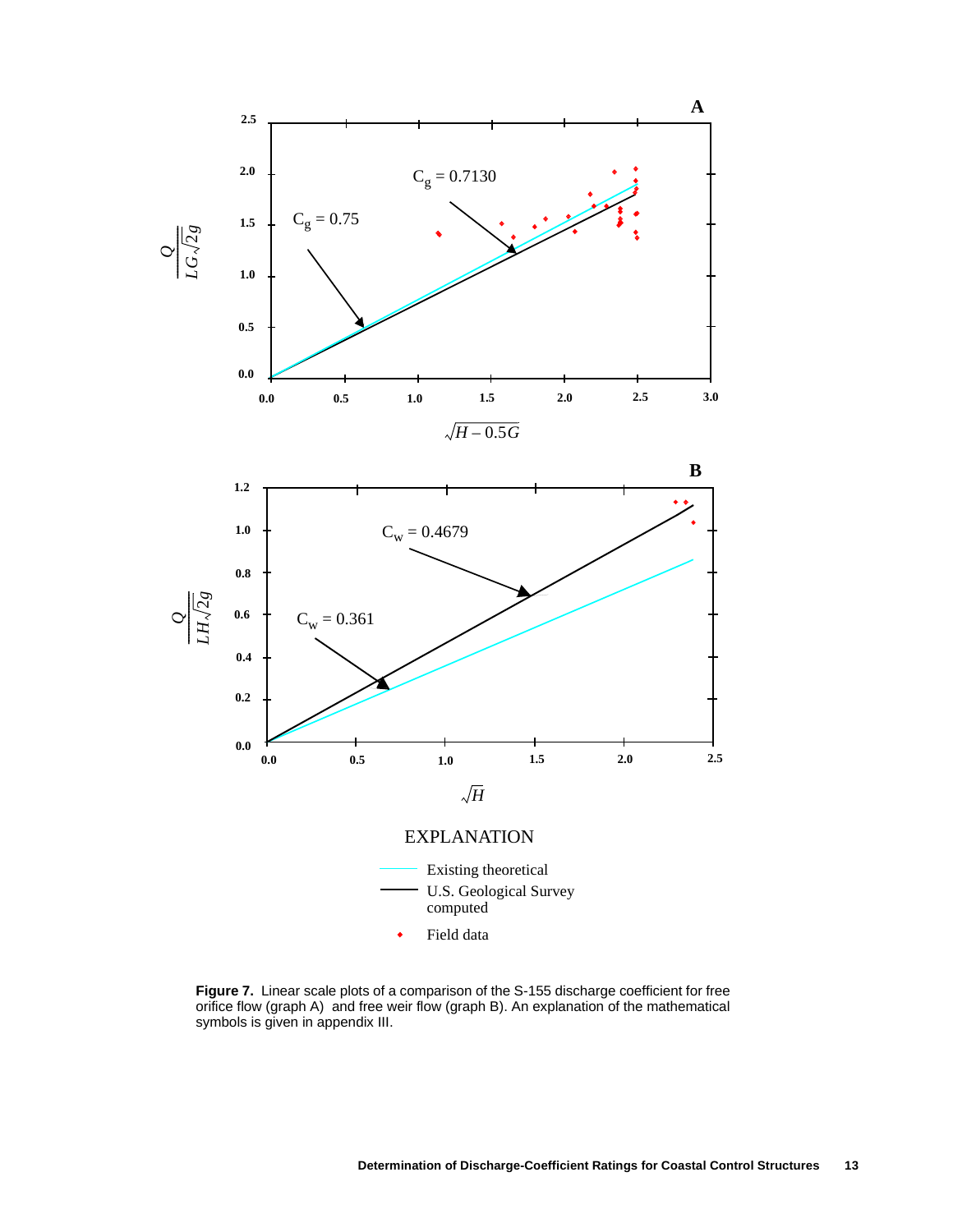**Figure 7.** Linear scale plots of a comparison of the S-155 discharge coefficient for free orifice flow (graph A) and free weir flow (graph B). An explanation of the mathematical symbols is given in appendix III.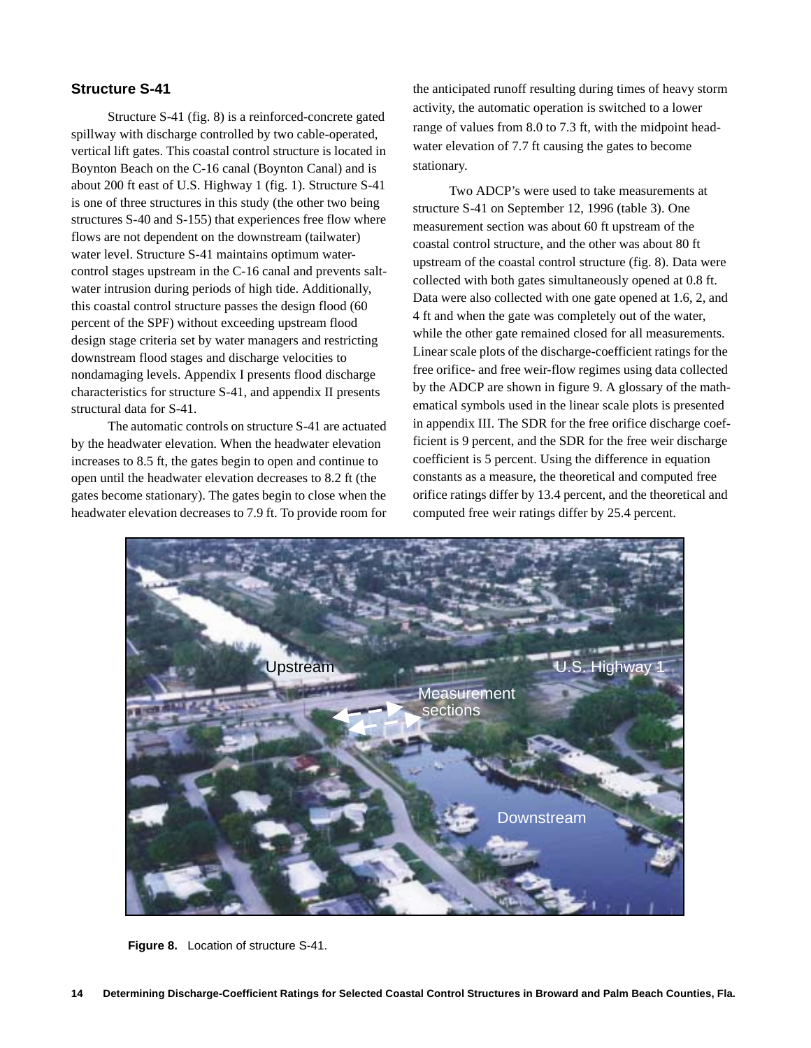### Structure S-41

Structure S-41 (fig. 8) is a reinforced-concrete gated spillway with discharge controlled by two cable-operated, vertical lift gates. This coastal control structure is located in Boynton Beach on the C-16 canal (Boynton Canal) and is about 200 ft east of U.S. Highway 1 (fig. 1). Structure S-41 is one of three structures in this study (the other two being structures S-40 and S-155) that experiences free flow where flows are not dependent on the downstream (tailwater) water level. Structure S-41 maintains optimum water-control stages upstream in the C-16 canal and prevents salt-water intrusion during periods of high tide. Additionally, this coastal control structure passes the design flood (60 percent of the SPF) without exceeding upstream flood design stage criteria set by water managers and restricting downstream flood stages and discharge velocities to nondamaging levels. Appendix I presents flood discharge characteristics for structure S-41, and appendix II presents structural data for S-41.

The automatic controls on structure S-41 are actuated by the headwater elevation. When the headwater elevation increases to 8.5 ft, the gates begin to open and continue to open until the headwater elevation decreases to 8.2 ft (the gates become stationary). The gates begin to close when the headwater elevation decreases to 7.9 ft. To provide room for the anticipated runoff resulting during times of heavy storm activity, the automatic operation is switched to a lower range of values from 8.0 to 7.3 ft, with the midpoint head-water elevation of 7.7 ft causing the gates to become stationary.

Two ADCP's were used to take measurements at structure S-41 on September 12, 1996 (table 3). One measurement section was about 60 ft upstream of the coastal control structure, and the other was about 80 ft upstream of the coastal control structure (fig. 8). Data were collected with both gates simultaneously opened at 0.8 ft. Data were also collected with one gate opened at 1.6, 2, and 4 ft and when the gate was completely out of the water, while the other gate remained closed for all measurements. Linear scale plots of the discharge-coefficient ratings for the free orifice- and free weir-flow regimes using data collected by the ADCP are shown in figure 9. A glossary of the mathematical symbols used in the linear scale plots is presented in appendix III. The SDR for the free orifice discharge coefficient is 9 percent, and the SDR for the free weir discharge coefficient is 5 percent. Using the difference in equation constants as a measure, the theoretical and computed free orifice ratings differ by 13.4 percent, and the theoretical and computed free weir ratings differ by 25.4 percent.

**Figure 8.** Location of structure S-41.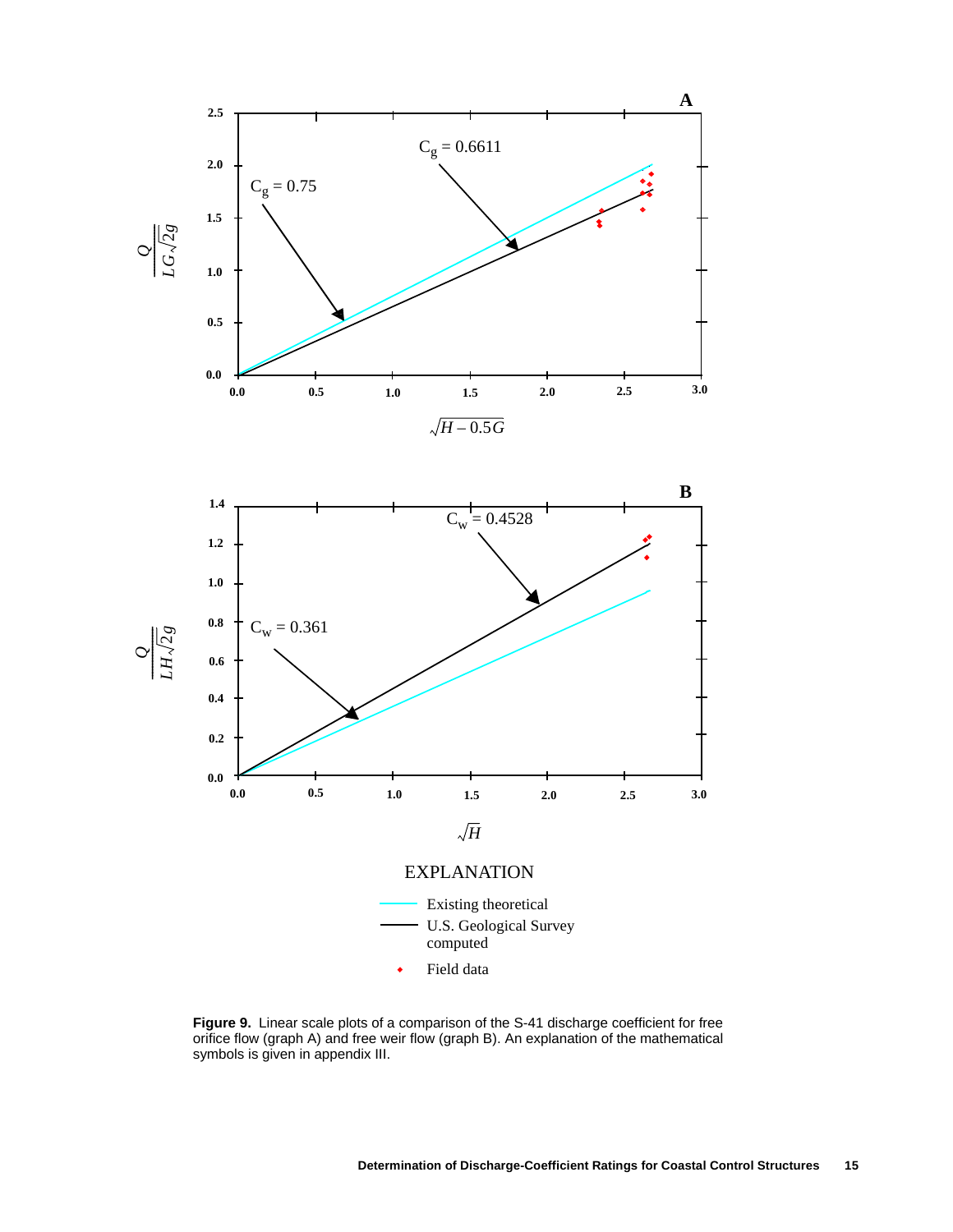**Figure 9.** Linear scale plots of a comparison of the S-41 discharge coefficient for free orifice flow (graph A) and free weir flow (graph B). An explanation of the mathematical symbols is given in appendix III.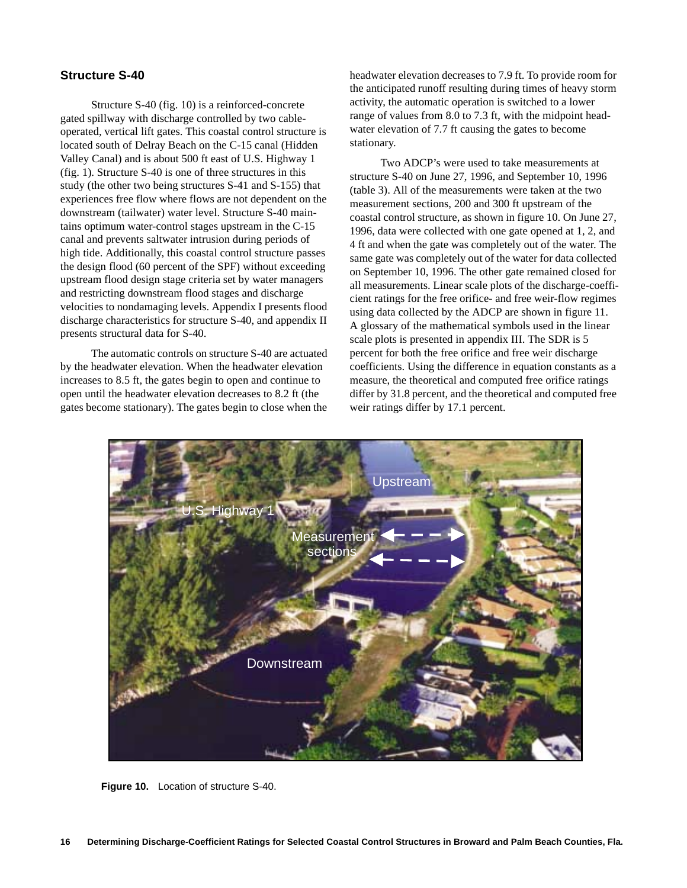## Structure S-40

Structure S-40 (fig. 10) is a reinforced-concrete gated spillway with discharge controlled by two cable-operated, vertical lift gates. This coastal control structure is located south of Delray Beach on the C-15 canal (Hidden Valley Canal) and is about 500 ft east of U.S. Highway 1 (fig. 1). Structure S-40 is one of three structures in this study (the other two being structures S-41 and S-155) that experiences free flow where flows are not dependent on the downstream (tailwater) water level. Structure S-40 maintains optimum water-control stages upstream in the C-15 canal and prevents saltwater intrusion during periods of high tide. Additionally, this coastal control structure passes the design flood (60 percent of the SPF) without exceeding upstream flood design stage criteria set by water managers and restricting downstream flood stages and discharge velocities to nondamaging levels. Appendix I presents flood discharge characteristics for structure S-40, and appendix II presents structural data for S-40.

The automatic controls on structure S-40 are actuated by the headwater elevation. When the headwater elevation increases to 8.5 ft, the gates begin to open and continue to open until the headwater elevation decreases to 8.2 ft (the gates become stationary). The gates begin to close when the headwater elevation decreases to 7.9 ft. To provide room for the anticipated runoff resulting during times of heavy storm activity, the automatic operation is switched to a lower range of values from 8.0 to 7.3 ft, with the midpoint headwater elevation of 7.7 ft causing the gates to become stationary.

Two ADCP's were used to take measurements at structure S-40 on June 27, 1996, and September 10, 1996 (table 3). All of the measurements were taken at the two measurement sections, 200 and 300 ft upstream of the coastal control structure, as shown in figure 10. On June 27, 1996, data were collected with one gate opened at 1, 2, and 4 ft and when the gate was completely out of the water. The same gate was completely out of the water for data collected on September 10, 1996. The other gate remained closed for all measurements. Linear scale plots of the discharge-coefficient ratings for the free orifice- and free weir-flow regimes using data collected by the ADCP are shown in figure 11. A glossary of the mathematical symbols used in the linear scale plots is presented in appendix III. The SDR is 5 percent for both the free orifice and free weir discharge coefficients. Using the difference in equation constants as a measure, the theoretical and computed free orifice ratings differ by 31.8 percent, and the theoretical and computed free weir ratings differ by 17.1 percent.

**Figure 10.** Location of structure S-40.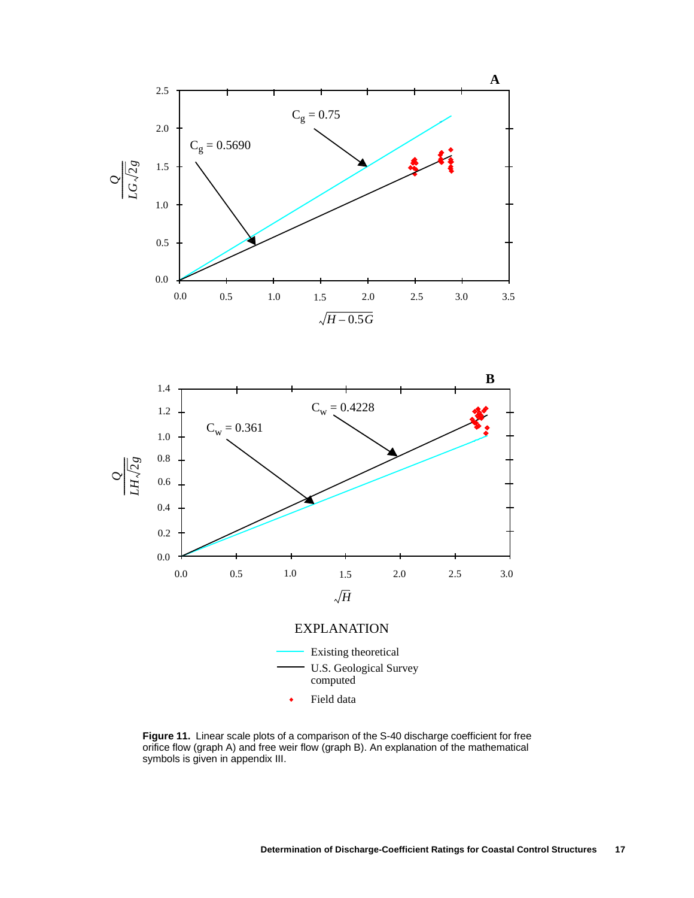**Figure 11.** Linear scale plots of a comparison of the S-40 discharge coefficient for free orifice flow (graph A) and free weir flow (graph B). An explanation of the mathematical symbols is given in appendix III.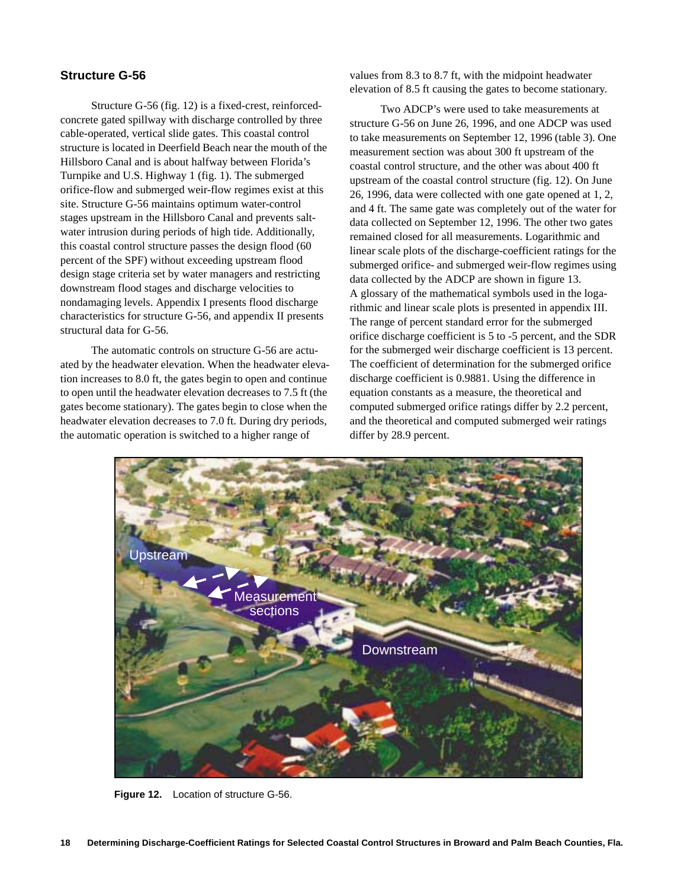## Structure G-56

Structure G-56 (fig. 12) is a fixed-crest, reinforced-concrete gated spillway with discharge controlled by three cable-operated, vertical slide gates. This coastal control structure is located in Deerfield Beach near the mouth of the Hillsboro Canal and is about halfway between Florida's Turnpike and U.S. Highway 1 (fig. 1). The submerged orifice-flow and submerged weir-flow regimes exist at this site. Structure G-56 maintains optimum water-control stages upstream in the Hillsboro Canal and prevents salt-water intrusion during periods of high tide. Additionally, this coastal control structure passes the design flood (60 percent of the SPF) without exceeding upstream flood design stage criteria set by water managers and restricting downstream flood stages and discharge velocities to nondamaging levels. Appendix I presents flood discharge characteristics for structure G-56, and appendix II presents structural data for G-56.

The automatic controls on structure G-56 are actuated by the headwater elevation. When the headwater elevation increases to 8.0 ft, the gates begin to open and continue to open until the headwater elevation decreases to 7.5 ft (the gates become stationary). The gates begin to close when the headwater elevation decreases to 7.0 ft. During dry periods, the automatic operation is switched to a higher range of values from 8.3 to 8.7 ft, with the midpoint headwater elevation of 8.5 ft causing the gates to become stationary.

Two ADCP's were used to take measurements at structure G-56 on June 26, 1996, and one ADCP was used to take measurements on September 12, 1996 (table 3). One measurement section was about 300 ft upstream of the coastal control structure, and the other was about 400 ft upstream of the coastal control structure (fig. 12). On June 26, 1996, data were collected with one gate opened at 1, 2, and 4 ft. The same gate was completely out of the water for data collected on September 12, 1996. The other two gates remained closed for all measurements. Logarithmic and linear scale plots of the discharge-coefficient ratings for the submerged orifice- and submerged weir-flow regimes using data collected by the ADCP are shown in figure 13. A glossary of the mathematical symbols used in the logarithmic and linear scale plots is presented in appendix III. The range of percent standard error for the submerged orifice discharge coefficient is 5 to -5 percent, and the SDR for the submerged weir discharge coefficient is 13 percent. The coefficient of determination for the submerged orifice discharge coefficient is 0.9881. Using the difference in equation constants as a measure, the theoretical and computed submerged orifice ratings differ by 2.2 percent, and the theoretical and computed submerged weir ratings differ by 28.9 percent.

**Figure 12.** Location of structure G-56.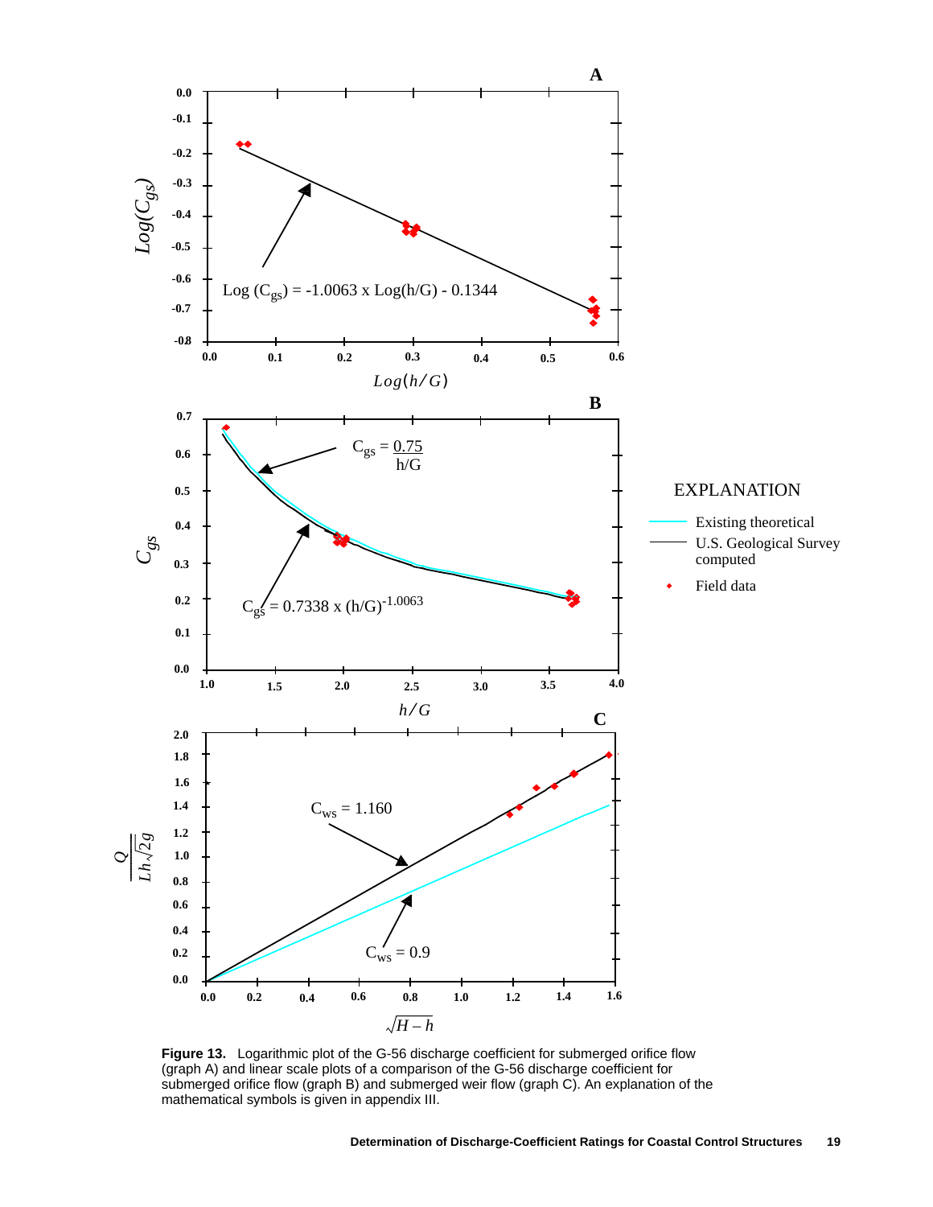**Figure 13.** Logarithmic plot of the G-56 discharge coefficient for submerged orifice flow (graph A) and linear scale plots of a comparison of the G-56 discharge coefficient for submerged orifice flow (graph B) and submerged weir flow (graph C). An explanation of the mathematical symbols is given in appendix III.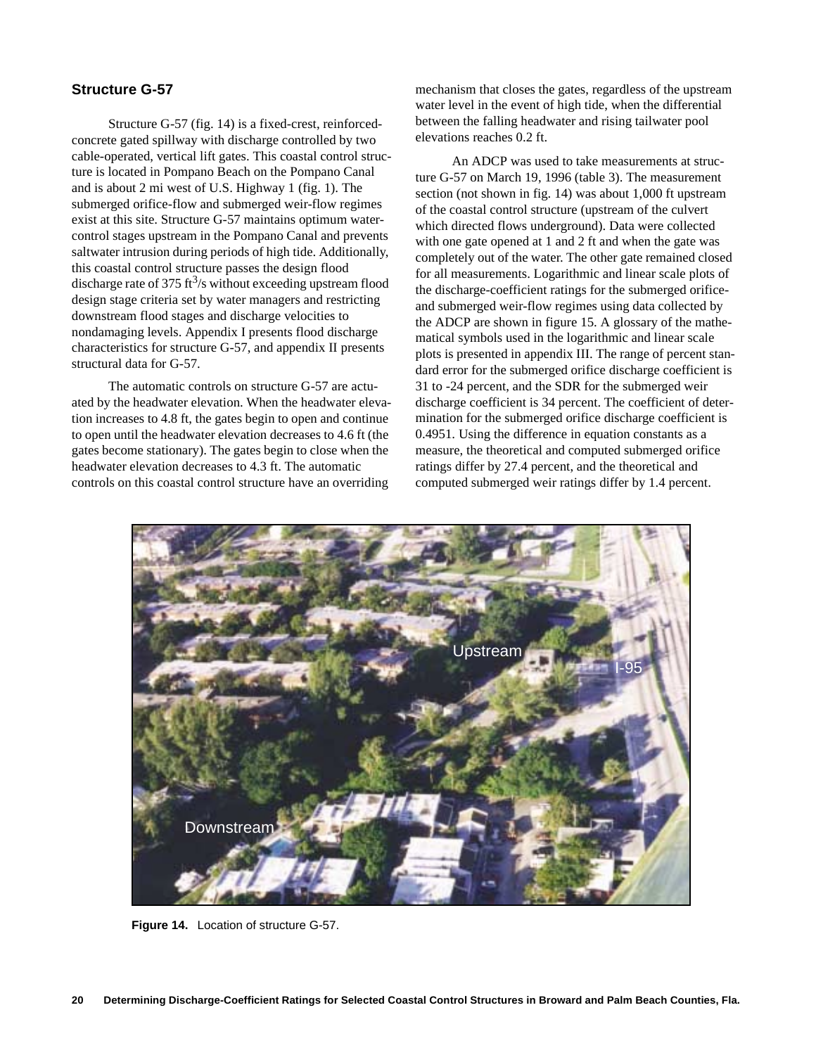### Structure G-57

Structure G-57 (fig. 14) is a fixed-crest, reinforced-concrete gated spillway with discharge controlled by two cable-operated, vertical lift gates. This coastal control structure is located in Pompano Beach on the Pompano Canal and is about 2 mi west of U.S. Highway 1 (fig. 1). The submerged orifice-flow and submerged weir-flow regimes exist at this site. Structure G-57 maintains optimum water-control stages upstream in the Pompano Canal and prevents saltwater intrusion during periods of high tide. Additionally, this coastal control structure passes the design flood discharge rate of 375 $ft^3/s$ without exceeding upstream flood design stage criteria set by water managers and restricting downstream flood stages and discharge velocities to nondamaging levels. Appendix I presents flood discharge characteristics for structure G-57, and appendix II presents structural data for G-57.

The automatic controls on structure G-57 are actuated by the headwater elevation. When the headwater elevation increases to 4.8 ft, the gates begin to open and continue to open until the headwater elevation decreases to 4.6 ft (the gates become stationary). The gates begin to close when the headwater elevation decreases to 4.3 ft. The automatic controls on this coastal control structure have an overriding mechanism that closes the gates, regardless of the upstream water level in the event of high tide, when the differential between the falling headwater and rising tailwater pool elevations reaches 0.2 ft.

An ADCP was used to take measurements at structure G-57 on March 19, 1996 (table 3). The measurement section (not shown in fig. 14) was about 1,000 ft upstream of the coastal control structure (upstream of the culvert which directed flows underground). Data were collected with one gate opened at 1 and 2 ft and when the gate was completely out of the water. The other gate remained closed for all measurements. Logarithmic and linear scale plots of the discharge-coefficient ratings for the submerged orifice- and submerged weir-flow regimes using data collected by the ADCP are shown in figure 15. A glossary of the mathematical symbols used in the logarithmic and linear scale plots is presented in appendix III. The range of percent standard error for the submerged orifice discharge coefficient is 31 to -24 percent, and the SDR for the submerged weir discharge coefficient is 34 percent. The coefficient of determination for the submerged orifice discharge coefficient is 0.4951. Using the difference in equation constants as a measure, the theoretical and computed submerged orifice ratings differ by 27.4 percent, and the theoretical and computed submerged weir ratings differ by 1.4 percent.

**Figure 14.** Location of structure G-57.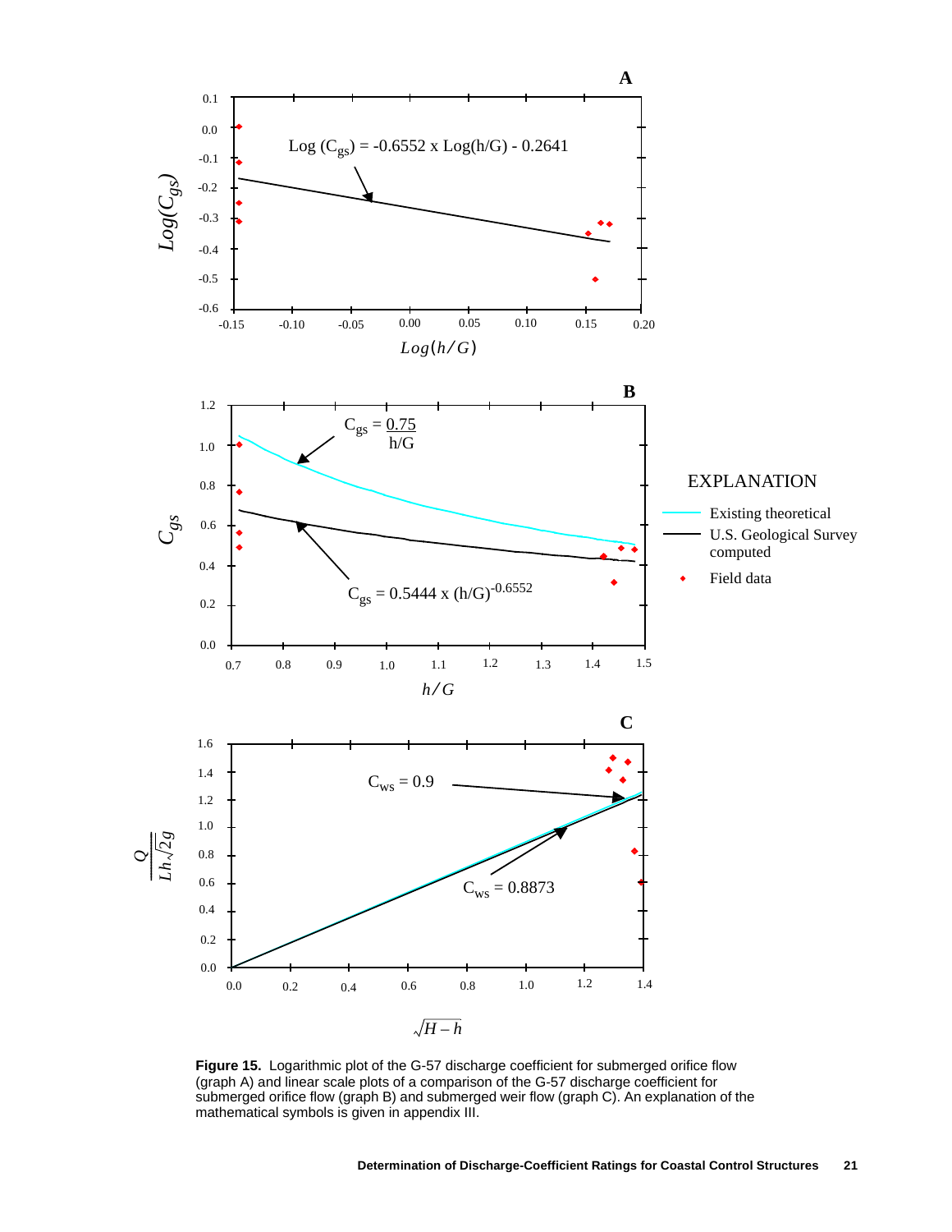**Figure 15.** Logarithmic plot of the G-57 discharge coefficient for submerged orifice flow (graph A) and linear scale plots of a comparison of the G-57 discharge coefficient for submerged orifice flow (graph B) and submerged weir flow (graph C). An explanation of the mathematical symbols is given in appendix III.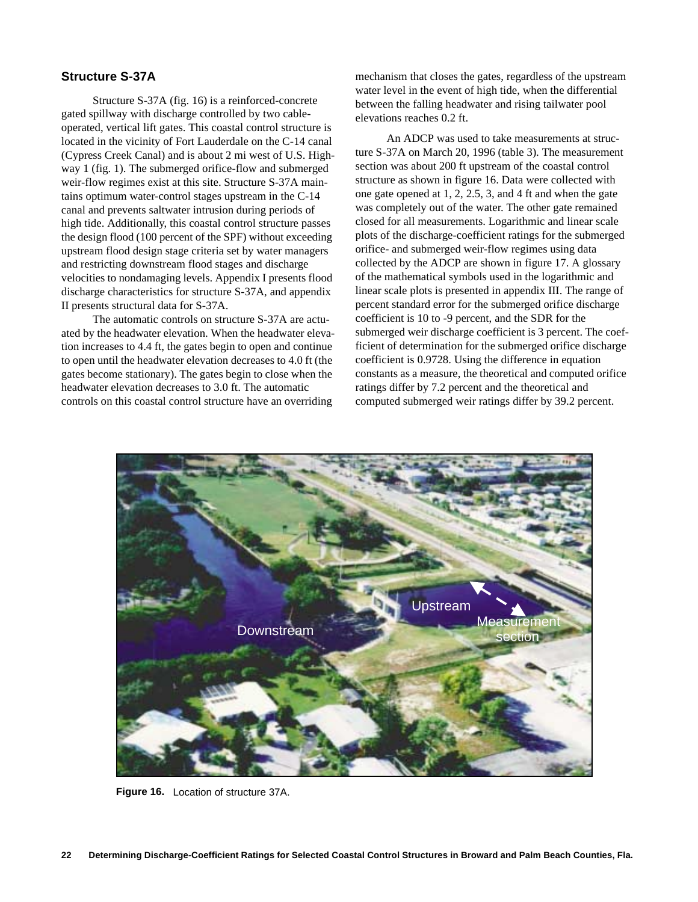## Structure S-37A

Structure S-37A (fig. 16) is a reinforced-concrete gated spillway with discharge controlled by two cable-operated, vertical lift gates. This coastal control structure is located in the vicinity of Fort Lauderdale on the C-14 canal (Cypress Creek Canal) and is about 2 mi west of U.S. Highway 1 (fig. 1). The submerged orifice-flow and submerged weir-flow regimes exist at this site. Structure S-37A maintains optimum water-control stages upstream in the C-14 canal and prevents saltwater intrusion during periods of high tide. Additionally, this coastal control structure passes the design flood (100 percent of the SPF) without exceeding upstream flood design stage criteria set by water managers and restricting downstream flood stages and discharge velocities to nondamaging levels. Appendix I presents flood discharge characteristics for structure S-37A, and appendix II presents structural data for S-37A.

The automatic controls on structure S-37A are actuated by the headwater elevation. When the headwater elevation increases to 4.4 ft, the gates begin to open and continue to open until the headwater elevation decreases to 4.0 ft (the gates become stationary). The gates begin to close when the headwater elevation decreases to 3.0 ft. The automatic controls on this coastal control structure have an overriding mechanism that closes the gates, regardless of the upstream water level in the event of high tide, when the differential between the falling headwater and rising tailwater pool elevations reaches 0.2 ft.

An ADCP was used to take measurements at structure S-37A on March 20, 1996 (table 3). The measurement section was about 200 ft upstream of the coastal control structure as shown in figure 16. Data were collected with one gate opened at 1, 2, 2.5, 3, and 4 ft and when the gate was completely out of the water. The other gate remained closed for all measurements. Logarithmic and linear scale plots of the discharge-coefficient ratings for the submerged orifice- and submerged weir-flow regimes using data collected by the ADCP are shown in figure 17. A glossary of the mathematical symbols used in the logarithmic and linear scale plots is presented in appendix III. The range of percent standard error for the submerged orifice discharge coefficient is 10 to -9 percent, and the SDR for the submerged weir discharge coefficient is 3 percent. The coefficient of determination for the submerged orifice discharge coefficient is 0.9728. Using the difference in equation constants as a measure, the theoretical and computed orifice ratings differ by 7.2 percent and the theoretical and computed submerged weir ratings differ by 39.2 percent.

**Figure 16.** Location of structure 37A.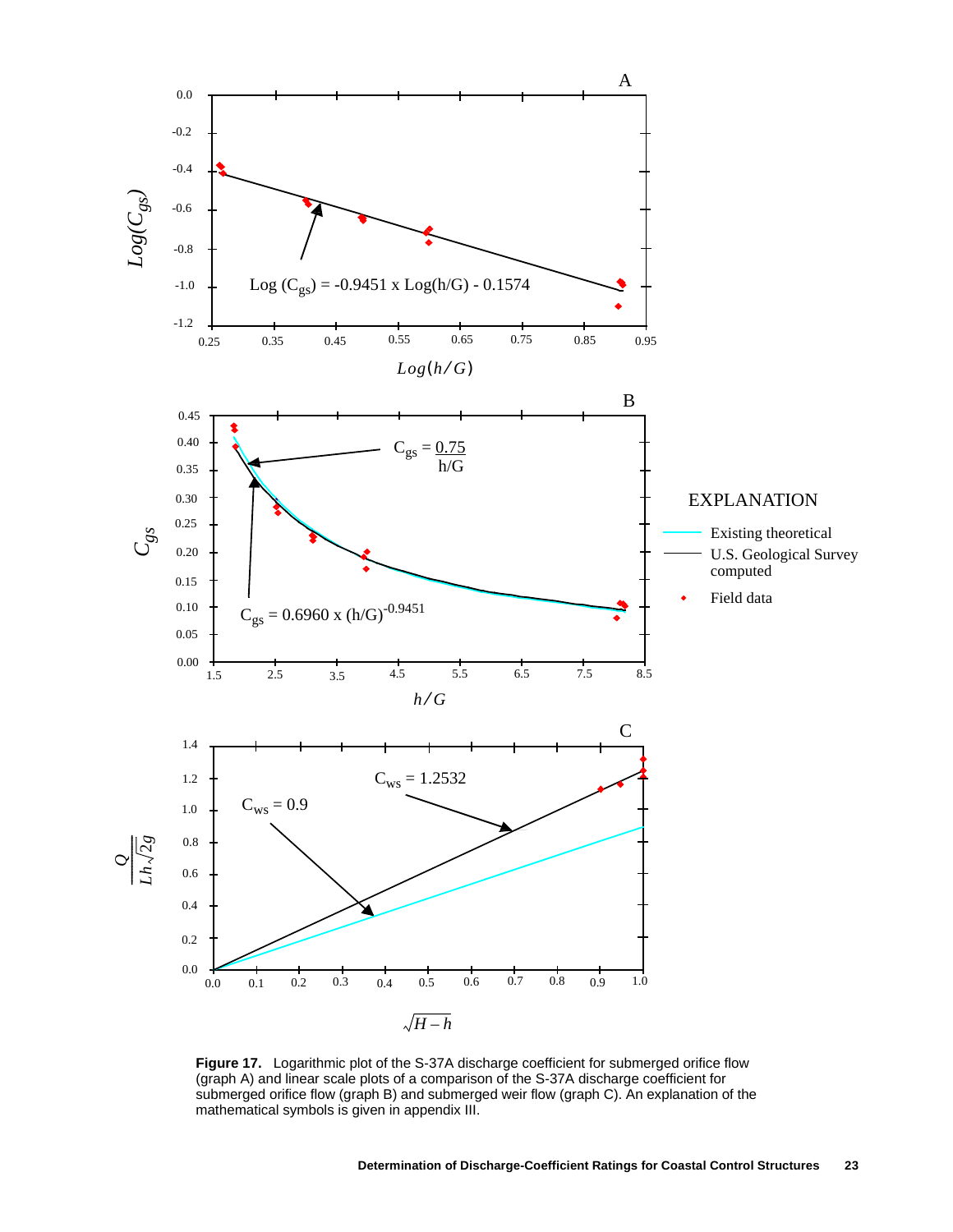**Figure 17.** Logarithmic plot of the S-37A discharge coefficient for submerged orifice flow (graph A) and linear scale plots of a comparison of the S-37A discharge coefficient for submerged orifice flow (graph B) and submerged weir flow (graph C). An explanation of the mathematical symbols is given in appendix III.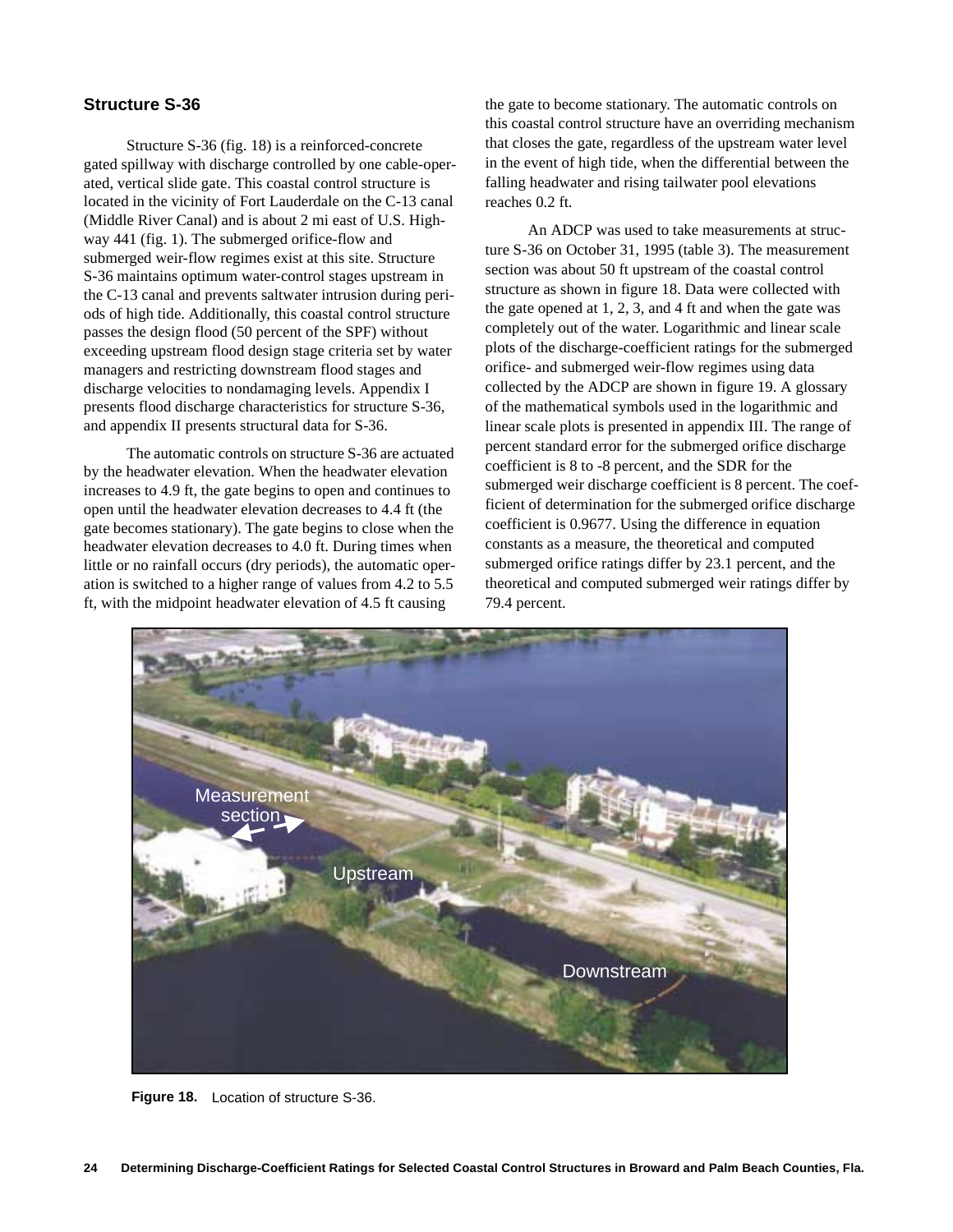### Structure S-36

Structure S-36 (fig. 18) is a reinforced-concrete gated spillway with discharge controlled by one cable-operated, vertical slide gate. This coastal control structure is located in the vicinity of Fort Lauderdale on the C-13 canal (Middle River Canal) and is about 2 mi east of U.S. Highway 441 (fig. 1). The submerged orifice-flow and submerged weir-flow regimes exist at this site. Structure S-36 maintains optimum water-control stages upstream in the C-13 canal and prevents saltwater intrusion during periods of high tide. Additionally, this coastal control structure passes the design flood (50 percent of the SPF) without exceeding upstream flood design stage criteria set by water managers and restricting downstream flood stages and discharge velocities to nondamaging levels. Appendix I presents flood discharge characteristics for structure S-36, and appendix II presents structural data for S-36.

The automatic controls on structure S-36 are actuated by the headwater elevation. When the headwater elevation increases to 4.9 ft, the gate begins to open and continues to open until the headwater elevation decreases to 4.4 ft (the gate becomes stationary). The gate begins to close when the headwater elevation decreases to 4.0 ft. During times when little or no rainfall occurs (dry periods), the automatic operation is switched to a higher range of values from 4.2 to 5.5 ft, with the midpoint headwater elevation of 4.5 ft causing the gate to become stationary. The automatic controls on this coastal control structure have an overriding mechanism that closes the gate, regardless of the upstream water level in the event of high tide, when the differential between the falling headwater and rising tailwater pool elevations reaches 0.2 ft.

An ADCP was used to take measurements at structure S-36 on October 31, 1995 (table 3). The measurement section was about 50 ft upstream of the coastal control structure as shown in figure 18. Data were collected with the gate opened at 1, 2, 3, and 4 ft and when the gate was completely out of the water. Logarithmic and linear scale plots of the discharge-coefficient ratings for the submerged orifice- and submerged weir-flow regimes using data collected by the ADCP are shown in figure 19. A glossary of the mathematical symbols used in the logarithmic and linear scale plots is presented in appendix III. The range of percent standard error for the submerged orifice discharge coefficient is 8 to -8 percent, and the SDR for the submerged weir discharge coefficient is 8 percent. The coefficient of determination for the submerged orifice discharge coefficient is 0.9677. Using the difference in equation constants as a measure, the theoretical and computed submerged orifice ratings differ by 23.1 percent, and the theoretical and computed submerged weir ratings differ by 79.4 percent.

**Figure 18.** Location of structure S-36.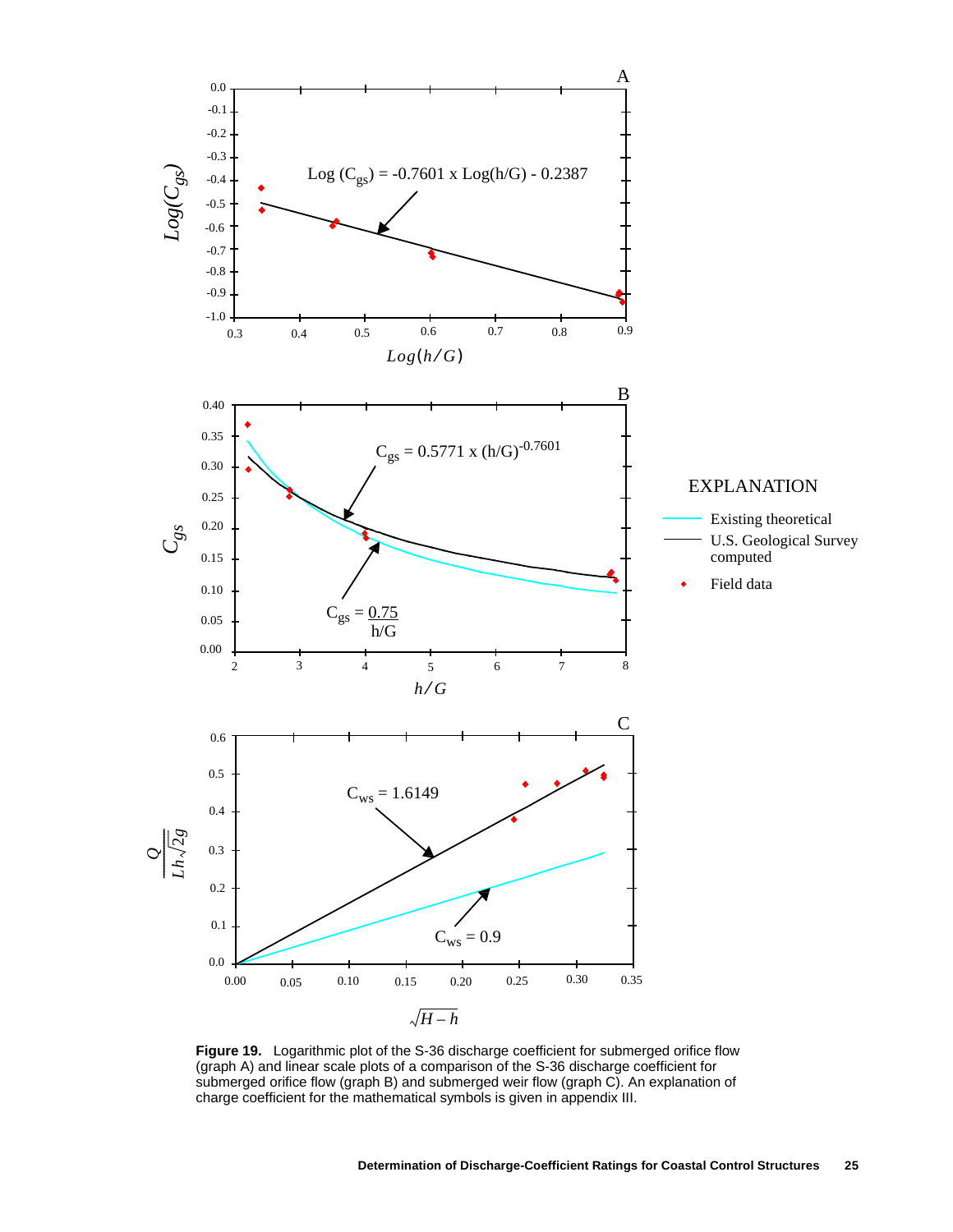**Figure 19.** Logarithmic plot of the S-36 discharge coefficient for submerged orifice flow (graph A) and linear scale plots of a comparison of the S-36 discharge coefficient for submerged orifice flow (graph B) and submerged weir flow (graph C). An explanation of charge coefficient for the mathematical symbols is given in appendix III.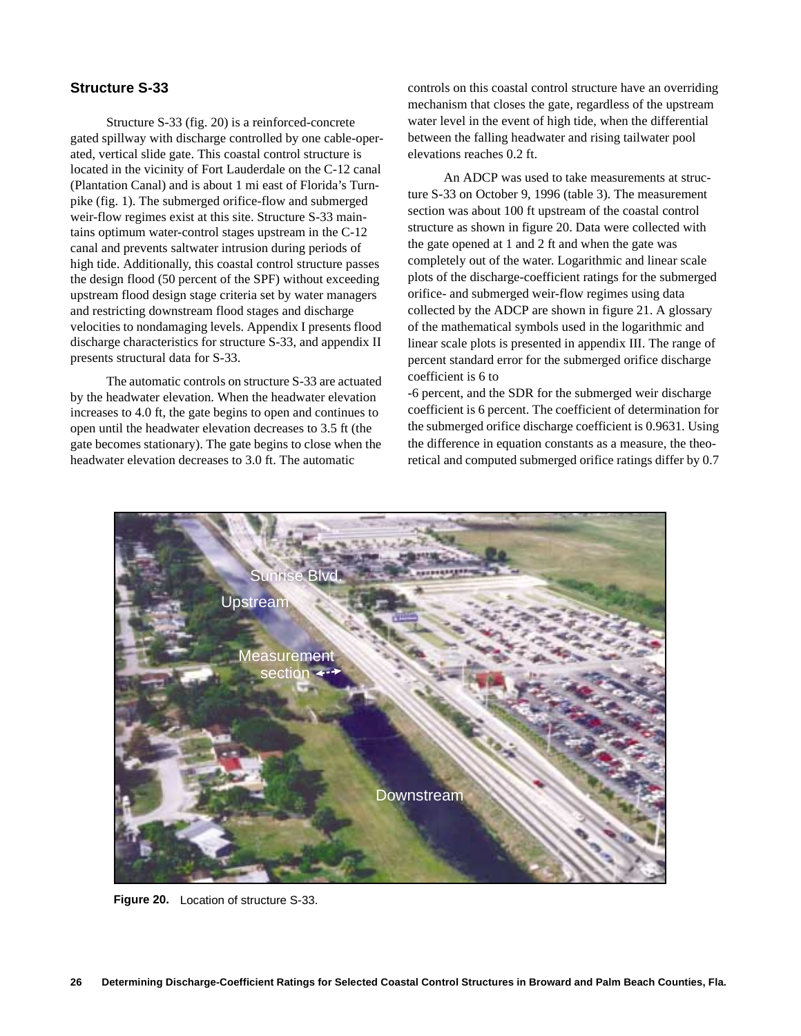### Structure S-33

Structure S-33 (fig. 20) is a reinforced-concrete gated spillway with discharge controlled by one cable-operated, vertical slide gate. This coastal control structure is located in the vicinity of Fort Lauderdale on the C-12 canal (Plantation Canal) and is about 1 mi east of Florida's Turnpike (fig. 1). The submerged orifice-flow and submerged weir-flow regimes exist at this site. Structure S-33 maintains optimum water-control stages upstream in the C-12 canal and prevents saltwater intrusion during periods of high tide. Additionally, this coastal control structure passes the design flood (50 percent of the SPF) without exceeding upstream flood design stage criteria set by water managers and restricting downstream flood stages and discharge velocities to nondamaging levels. Appendix I presents flood discharge characteristics for structure S-33, and appendix II presents structural data for S-33.

The automatic controls on structure S-33 are actuated by the headwater elevation. When the headwater elevation increases to 4.0 ft, the gate begins to open and continues to open until the headwater elevation decreases to 3.5 ft (the gate becomes stationary). The gate begins to close when the headwater elevation decreases to 3.0 ft. The automatic controls on this coastal control structure have an overriding mechanism that closes the gate, regardless of the upstream water level in the event of high tide, when the differential between the falling headwater and rising tailwater pool elevations reaches 0.2 ft.

An ADCP was used to take measurements at structure S-33 on October 9, 1996 (table 3). The measurement section was about 100 ft upstream of the coastal control structure as shown in figure 20. Data were collected with the gate opened at 1 and 2 ft and when the gate was completely out of the water. Logarithmic and linear scale plots of the discharge-coefficient ratings for the submerged orifice- and submerged weir-flow regimes using data collected by the ADCP are shown in figure 21. A glossary of the mathematical symbols used in the logarithmic and linear scale plots is presented in appendix III. The range of percent standard error for the submerged orifice discharge coefficient is 6 to -6 percent, and the SDR for the submerged weir discharge coefficient is 6 percent. The coefficient of determination for the submerged orifice discharge coefficient is 0.9631. Using the difference in equation constants as a measure, the theoretical and computed submerged orifice ratings differ by 0.7

**Figure 20.** Location of structure S-33.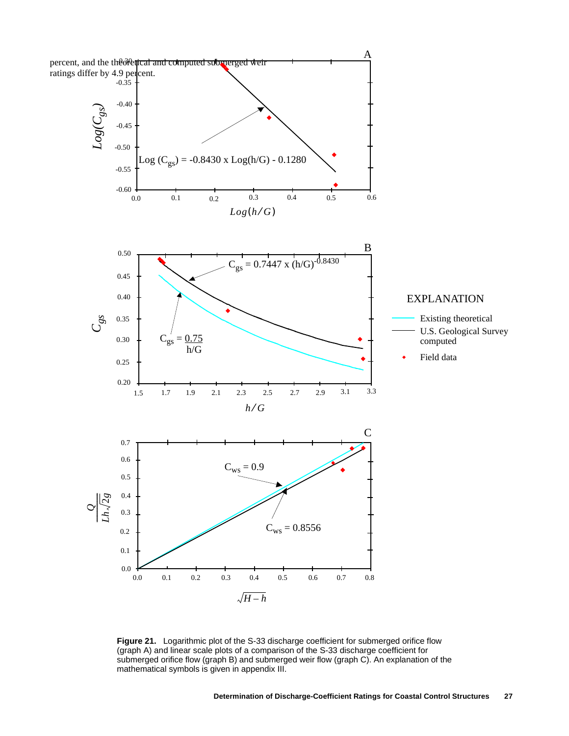percent, and the theoretical and computed submerged weir ratings differ by 4.9 percent.

Figure 21. Logarithmic plot of the S-33 discharge coefficient for submerged orifice flow (graph A) and linear scale plots of a comparison of the S-33 discharge coefficient for submerged orifice flow (graph B) and submerged weir flow (graph C). An explanation of the mathematical symbols is given in appendix III.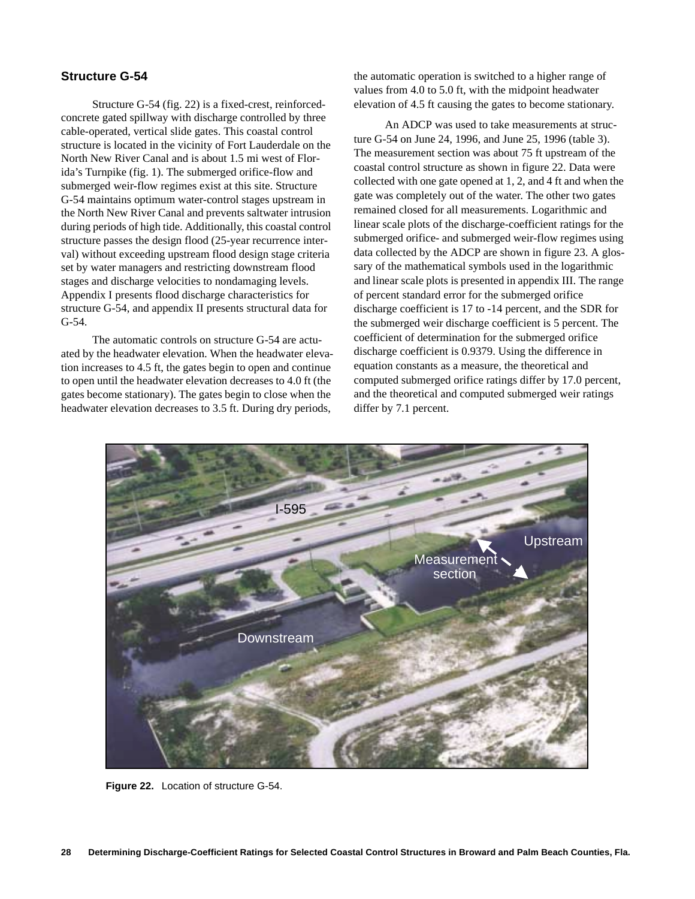### Structure G-54

Structure G-54 (fig. 22) is a fixed-crest, reinforced-concrete gated spillway with discharge controlled by three cable-operated, vertical slide gates. This coastal control structure is located in the vicinity of Fort Lauderdale on the North New River Canal and is about 1.5 mi west of Florida's Turnpike (fig. 1). The submerged orifice-flow and submerged weir-flow regimes exist at this site. Structure G-54 maintains optimum water-control stages upstream in the North New River Canal and prevents saltwater intrusion during periods of high tide. Additionally, this coastal control structure passes the design flood (25-year recurrence interval) without exceeding upstream flood design stage criteria set by water managers and restricting downstream flood stages and discharge velocities to nondamaging levels. Appendix I presents flood discharge characteristics for structure G-54, and appendix II presents structural data for G-54.

The automatic controls on structure G-54 are actuated by the headwater elevation. When the headwater elevation increases to 4.5 ft, the gates begin to open and continue to open until the headwater elevation decreases to 4.0 ft (the gates become stationary). The gates begin to close when the headwater elevation decreases to 3.5 ft. During dry periods, the automatic operation is switched to a higher range of values from 4.0 to 5.0 ft, with the midpoint headwater elevation of 4.5 ft causing the gates to become stationary.

An ADCP was used to take measurements at structure G-54 on June 24, 1996, and June 25, 1996 (table 3). The measurement section was about 75 ft upstream of the coastal control structure as shown in figure 22. Data were collected with one gate opened at 1, 2, and 4 ft and when the gate was completely out of the water. The other two gates remained closed for all measurements. Logarithmic and linear scale plots of the discharge-coefficient ratings for the submerged orifice- and submerged weir-flow regimes using data collected by the ADCP are shown in figure 23. A glossary of the mathematical symbols used in the logarithmic and linear scale plots is presented in appendix III. The range of percent standard error for the submerged orifice discharge coefficient is 17 to -14 percent, and the SDR for the submerged weir discharge coefficient is 5 percent. The coefficient of determination for the submerged orifice discharge coefficient is 0.9379. Using the difference in equation constants as a measure, the theoretical and computed submerged orifice ratings differ by 17.0 percent, and the theoretical and computed submerged weir ratings differ by 7.1 percent.

**Figure 22.** Location of structure G-54.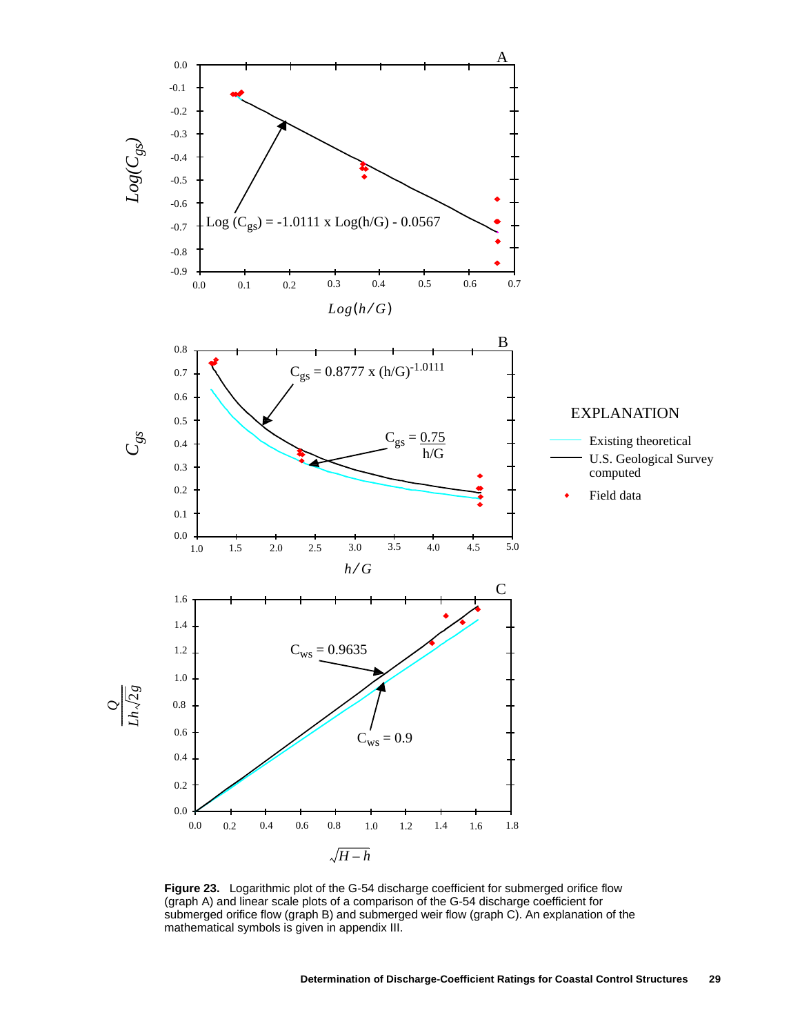**Figure 23.** Logarithmic plot of the G-54 discharge coefficient for submerged orifice flow (graph A) and linear scale plots of a comparison of the G-54 discharge coefficient for submerged orifice flow (graph B) and submerged weir flow (graph C). An explanation of the mathematical symbols is given in appendix III.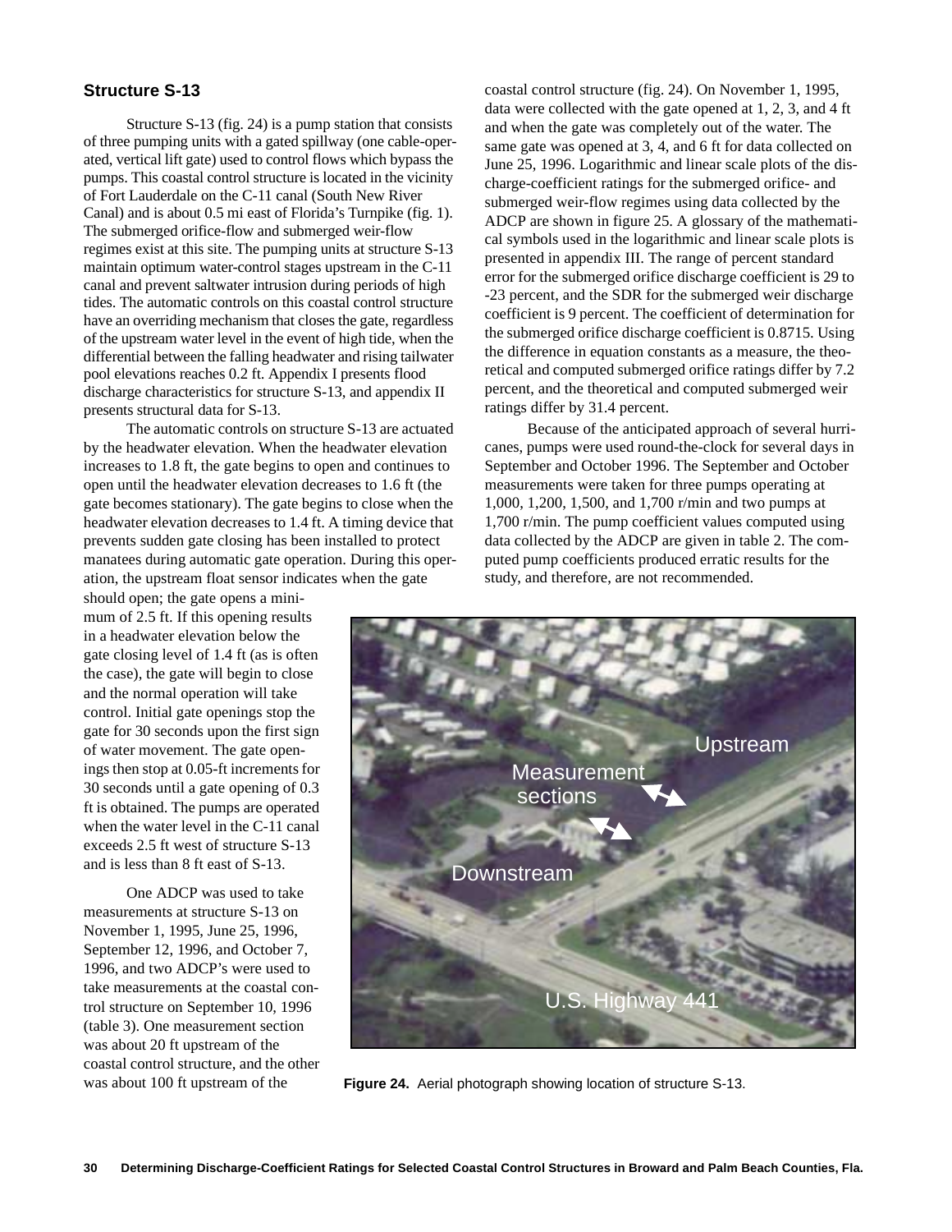### Structure S-13

Structure S-13 (fig. 24) is a pump station that consists of three pumping units with a gated spillway (one cable-operated, vertical lift gate) used to control flows which bypass the pumps. This coastal control structure is located in the vicinity of Fort Lauderdale on the C-11 canal (South New River Canal) and is about 0.5 mi east of Florida's Turnpike (fig. 1). The submerged orifice-flow and submerged weir-flow regimes exist at this site. The pumping units at structure S-13 maintain optimum water-control stages upstream in the C-11 canal and prevent saltwater intrusion during periods of high tides. The automatic controls on this coastal control structure have an overriding mechanism that closes the gate, regardless of the upstream water level in the event of high tide, when the differential between the falling headwater and rising tailwater pool elevations reaches 0.2 ft. Appendix I presents flood discharge characteristics for structure S-13, and appendix II presents structural data for S-13.

The automatic controls on structure S-13 are actuated by the headwater elevation. When the headwater elevation increases to 1.8 ft, the gate begins to open and continues to open until the headwater elevation decreases to 1.6 ft (the gate becomes stationary). The gate begins to close when the headwater elevation decreases to 1.4 ft. A timing device that prevents sudden gate closing has been installed to protect manatees during automatic gate operation. During this operation, the upstream float sensor indicates when the gate should open; the gate opens a minimum of 2.5 ft. If this opening results in a headwater elevation below the gate closing level of 1.4 ft (as is often the case), the gate will begin to close and the normal operation will take control. Initial gate openings stop the gate for 30 seconds upon the first sign of water movement. The gate openings then stop at 0.05-ft increments for 30 seconds until a gate opening of 0.3 ft is obtained. The pumps are operated when the water level in the C-11 canal exceeds 2.5 ft west of structure S-13 and is less than 8 ft east of S-13.

One ADCP was used to take measurements at structure S-13 on November 1, 1995, June 25, 1996, September 12, 1996, and October 7, 1996, and two ADCP's were used to take measurements at the coastal control structure on September 10, 1996 (table 3). One measurement section was about 20 ft upstream of the coastal control structure, and the other was about 100 ft upstream of the coastal control structure (fig. 24). On November 1, 1995, data were collected with the gate opened at 1, 2, 3, and 4 ft and when the gate was completely out of the water. The same gate was opened at 3, 4, and 6 ft for data collected on June 25, 1996. Logarithmic and linear scale plots of the discharge-coefficient ratings for the submerged orifice- and submerged weir-flow regimes using data collected by the ADCP are shown in figure 25. A glossary of the mathematical symbols used in the logarithmic and linear scale plots is presented in appendix III. The range of percent standard error for the submerged orifice discharge coefficient is 29 to -23 percent, and the SDR for the submerged weir discharge coefficient is 9 percent. The coefficient of determination for the submerged orifice discharge coefficient is 0.8715. Using the difference in equation constants as a measure, the theoretical and computed submerged orifice ratings differ by 7.2 percent, and the theoretical and computed submerged weir ratings differ by 31.4 percent.

Because of the anticipated approach of several hurricanes, pumps were used round-the-clock for several days in September and October 1996. The September and October measurements were taken for three pumps operating at 1,000, 1,200, 1,500, and 1,700 r/min and two pumps at 1,700 r/min. The pump coefficient values computed using data collected by the ADCP are given in table 2. The computed pump coefficients produced erratic results for the study, and therefore, are not recommended.

**Figure 24.** Aerial photograph showing location of structure S-13.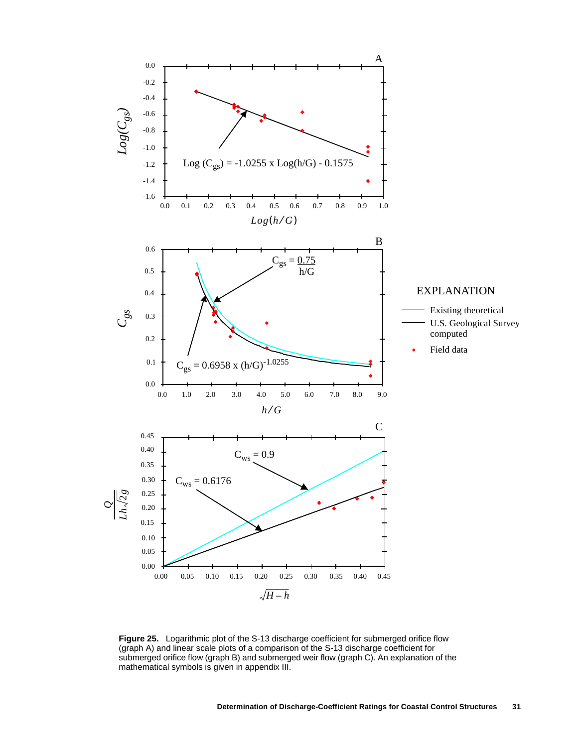**Figure 25.** Logarithmic plot of the S-13 discharge coefficient for submerged orifice flow (graph A) and linear scale plots of a comparison of the S-13 discharge coefficient for submerged orifice flow (graph B) and submerged weir flow (graph C). An explanation of the mathematical symbols is given in appendix III.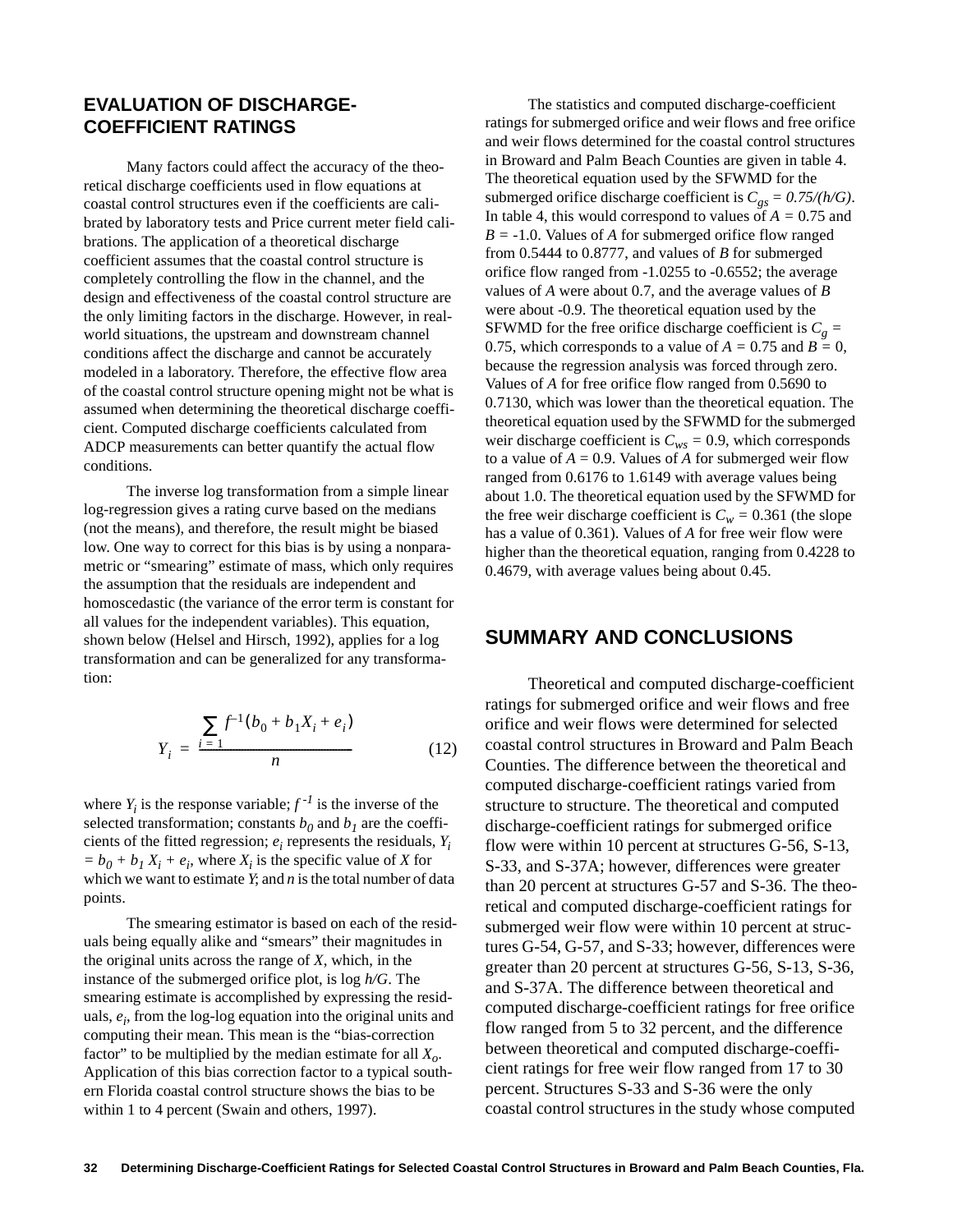## EVALUATION OF DISCHARGE-COEFFICIENT RATINGS

Many factors could affect the accuracy of the theoretical discharge coefficients used in flow equations at coastal control structures even if the coefficients are calibrated by laboratory tests and Price current meter field calibrations. The application of a theoretical discharge coefficient assumes that the coastal control structure is completely controlling the flow in the channel, and the design and effectiveness of the coastal control structure are the only limiting factors in the discharge. However, in real-world situations, the upstream and downstream channel conditions affect the discharge and cannot be accurately modeled in a laboratory. Therefore, the effective flow area of the coastal control structure opening might not be what is assumed when determining the theoretical discharge coefficient. Computed discharge coefficients calculated from ADCP measurements can better quantify the actual flow conditions.

The inverse log transformation from a simple linear log-regression gives a rating curve based on the medians (not the means), and therefore, the result might be biased low. One way to correct for this bias is by using a nonparametric or "smearing" estimate of mass, which only requires the assumption that the residuals are independent and homoscedastic (the variance of the error term is constant for all values for the independent variables). This equation, shown below (Helsel and Hirsch, 1992), applies for a log transformation and can be generalized for any transformation:

$$Y_i = \frac{\sum\limits_{i=1} f^{-1}(b_0 + b_1 X_i + e_i)}{n} \qquad (12)$$

where $Y_i$ is the response variable; $f^{-1}$ is the inverse of the selected transformation; constants $b_0$ and $b_1$ are the coefficients of the fitted regression; $e_i$ represents the residuals, $Y_i = b_0 + b_1 X_i + e_i$, where $X_i$ is the specific value of $X$ for which we want to estimate $Y$; and $n$ is the total number of data points.

The smearing estimator is based on each of the residuals being equally alike and "smears" their magnitudes in the original units across the range of $X$, which, in the instance of the submerged orifice plot, is log $h/G$. The smearing estimate is accomplished by expressing the residuals, $e_i$, from the log-log equation into the original units and computing their mean. This mean is the "bias-correction factor" to be multiplied by the median estimate for all $X_o$. Application of this bias correction factor to a typical southern Florida coastal control structure shows the bias to be within 1 to 4 percent (Swain and others, 1997).

The statistics and computed discharge-coefficient ratings for submerged orifice and weir flows and free orifice and weir flows determined for the coastal control structures in Broward and Palm Beach Counties are given in table 4. The theoretical equation used by the SFWMD for the submerged orifice discharge coefficient is $C_{gs} = 0.75/(h/G)$. In table 4, this would correspond to values of $A = 0.75$ and $B = -1.0$. Values of $A$ for submerged orifice flow ranged from 0.5444 to 0.8777, and values of $B$ for submerged orifice flow ranged from -1.0255 to -0.6552; the average values of $A$ were about 0.7, and the average values of $B$ were about -0.9. The theoretical equation used by the SFWMD for the free orifice discharge coefficient is $C_g = 0.75$, which corresponds to a value of $A = 0.75$ and $B = 0$, because the regression analysis was forced through zero. Values of $A$ for free orifice flow ranged from 0.5690 to 0.7130, which was lower than the theoretical equation. The theoretical equation used by the SFWMD for the submerged weir discharge coefficient is $C_{ws} = 0.9$, which corresponds to a value of $A = 0.9$. Values of $A$ for submerged weir flow ranged from 0.6176 to 1.6149 with average values being about 1.0. The theoretical equation used by the SFWMD for the free weir discharge coefficient is $C_w = 0.361$ (the slope has a value of 0.361). Values of $A$ for free weir flow were higher than the theoretical equation, ranging from 0.4228 to 0.4679, with average values being about 0.45.

## SUMMARY AND CONCLUSIONS

Theoretical and computed discharge-coefficient ratings for submerged orifice and weir flows and free orifice and weir flows were determined for selected coastal control structures in Broward and Palm Beach Counties. The difference between the theoretical and computed discharge-coefficient ratings varied from structure to structure. The theoretical and computed discharge-coefficient ratings for submerged orifice flow were within 10 percent at structures G-56, S-13, S-33, and S-37A; however, differences were greater than 20 percent at structures G-57 and S-36. The theoretical and computed discharge-coefficient ratings for submerged weir flow were within 10 percent at structures G-54, G-57, and S-33; however, differences were greater than 20 percent at structures G-56, S-13, S-36, and S-37A. The difference between theoretical and computed discharge-coefficient ratings for free orifice flow ranged from 5 to 32 percent, and the difference between theoretical and computed discharge-coefficient ratings for free weir flow ranged from 17 to 30 percent. Structures S-33 and S-36 were the only coastal control structures in the study whose computed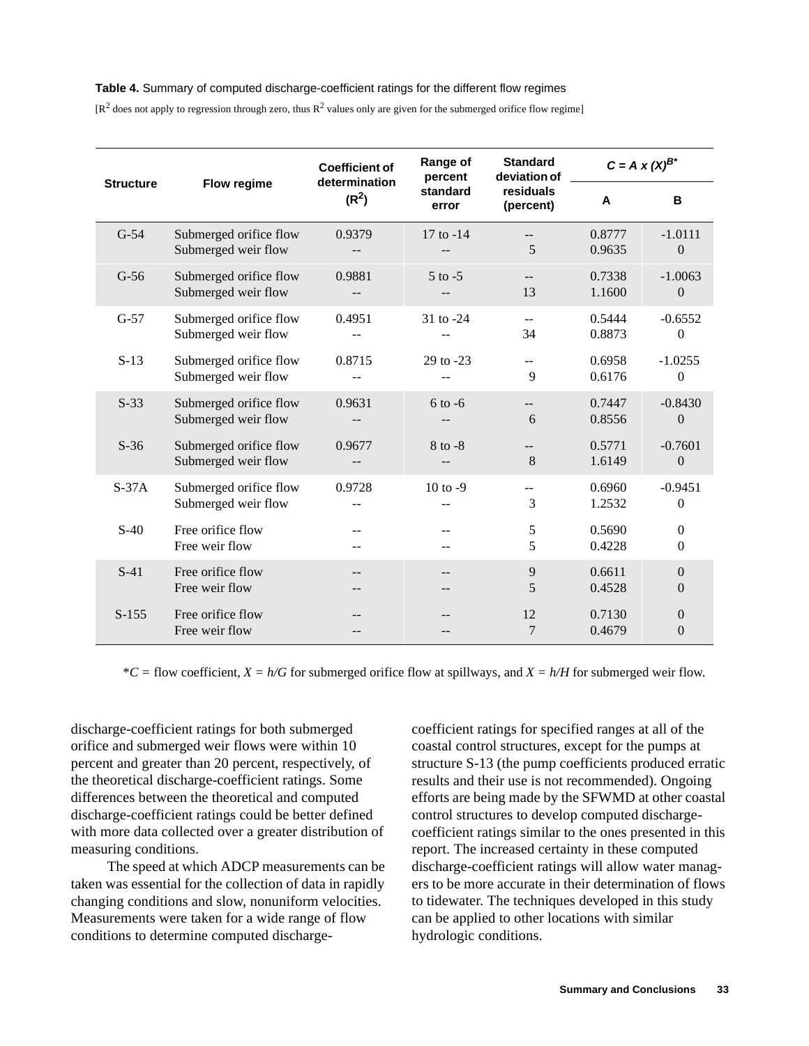**Table 4.** Summary of computed discharge-coefficient ratings for the different flow regimes

[$R^2$ does not apply to regression through zero, thus $R^2$ values only are given for the submerged orifice flow regime]

| Structure | Flow regime | Coefficient of determination ($R^2$) | Range of percent standard error | Standard deviation of residuals (percent) | $C = A \times (X)^{B*}$ | |
|---|---|---|---|---|---|---|
| | | | | | A | B |
| G-54 | Submerged orifice flow | 0.9379 | 17 to -14 | -- | 0.8777 | -1.0111 |
| | Submerged weir flow | -- | -- | 5 | 0.9635 | 0 |
| G-56 | Submerged orifice flow | 0.9881 | 5 to -5 | -- | 0.7338 | -1.0063 |
| | Submerged weir flow | -- | -- | 13 | 1.1600 | 0 |
| G-57 | Submerged orifice flow | 0.4951 | 31 to -24 | -- | 0.5444 | -0.6552 |
| | Submerged weir flow | -- | -- | 34 | 0.8873 | 0 |
| S-13 | Submerged orifice flow | 0.8715 | 29 to -23 | -- | 0.6958 | -1.0255 |
| | Submerged weir flow | -- | -- | 9 | 0.6176 | 0 |
| S-33 | Submerged orifice flow | 0.9631 | 6 to -6 | -- | 0.7447 | -0.8430 |
| | Submerged weir flow | -- | -- | 6 | 0.8556 | 0 |
| S-36 | Submerged orifice flow | 0.9677 | 8 to -8 | -- | 0.5771 | -0.7601 |
| | Submerged weir flow | -- | -- | 8 | 1.6149 | 0 |
| S-37A | Submerged orifice flow | 0.9728 | 10 to -9 | -- | 0.6960 | -0.9451 |
| | Submerged weir flow | -- | -- | 3 | 1.2532 | 0 |
| S-40 | Free orifice flow | -- | -- | 5 | 0.5690 | 0 |
| | Free weir flow | -- | -- | 5 | 0.4228 | 0 |
| S-41 | Free orifice flow | -- | -- | 9 | 0.6611 | 0 |
| | Free weir flow | -- | -- | 5 | 0.4528 | 0 |
| S-155 | Free orifice flow | -- | -- | 12 | 0.7130 | 0 |
| | Free weir flow | -- | -- | 7 | 0.4679 | 0 |

*$C$ = flow coefficient, $X = h/G$ for submerged orifice flow at spillways, and $X = h/H$ for submerged weir flow.

discharge-coefficient ratings for both submerged orifice and submerged weir flows were within 10 percent and greater than 20 percent, respectively, of the theoretical discharge-coefficient ratings. Some differences between the theoretical and computed discharge-coefficient ratings could be better defined with more data collected over a greater distribution of measuring conditions.

The speed at which ADCP measurements can be taken was essential for the collection of data in rapidly changing conditions and slow, nonuniform velocities. Measurements were taken for a wide range of flow conditions to determine computed discharge-coefficient ratings for specified ranges at all of the coastal control structures, except for the pumps at structure S-13 (the pump coefficients produced erratic results and their use is not recommended). Ongoing efforts are being made by the SFWMD at other coastal control structures to develop computed discharge-coefficient ratings similar to the ones presented in this report. The increased certainty in these computed discharge-coefficient ratings will allow water managers to be more accurate in their determination of flows to tidewater. The techniques developed in this study can be applied to other locations with similar hydrologic conditions.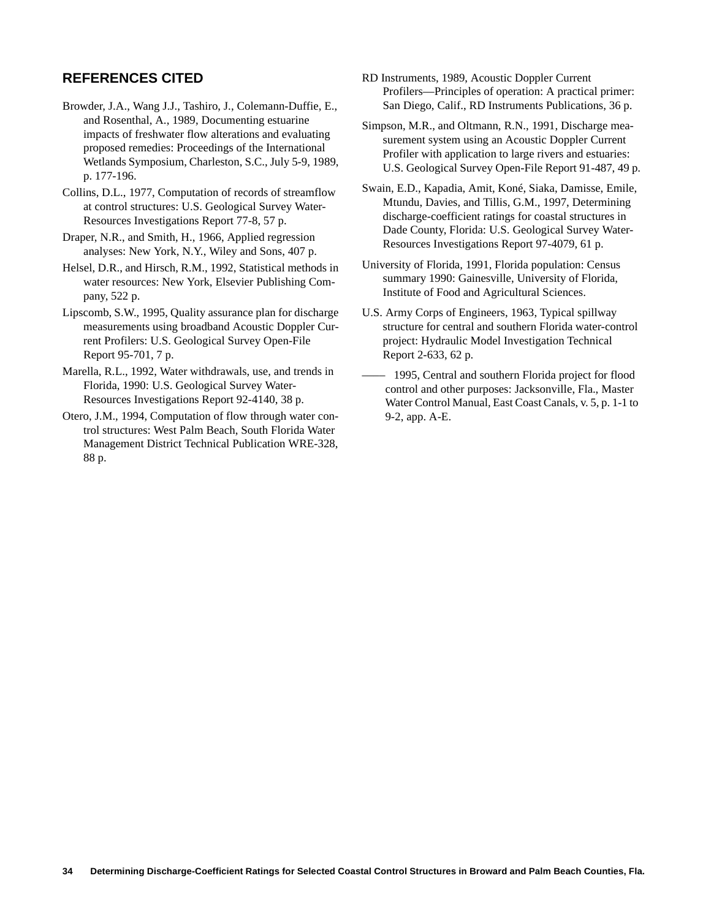## REFERENCES CITED

Browder, J.A., Wang J.J., Tashiro, J., Colemann-Duffie, E., and Rosenthal, A., 1989, Documenting estuarine impacts of freshwater flow alterations and evaluating proposed remedies: Proceedings of the International Wetlands Symposium, Charleston, S.C., July 5-9, 1989, p. 177-196.

Collins, D.L., 1977, Computation of records of streamflow at control structures: U.S. Geological Survey Water-Resources Investigations Report 77-8, 57 p.

Draper, N.R., and Smith, H., 1966, Applied regression analyses: New York, N.Y., Wiley and Sons, 407 p.

Helsel, D.R., and Hirsch, R.M., 1992, Statistical methods in water resources: New York, Elsevier Publishing Company, 522 p.

Lipscomb, S.W., 1995, Quality assurance plan for discharge measurements using broadband Acoustic Doppler Current Profilers: U.S. Geological Survey Open-File Report 95-701, 7 p.

Marella, R.L., 1992, Water withdrawals, use, and trends in Florida, 1990: U.S. Geological Survey Water-Resources Investigations Report 92-4140, 38 p.

Otero, J.M., 1994, Computation of flow through water control structures: West Palm Beach, South Florida Water Management District Technical Publication WRE-328, 88 p.

RD Instruments, 1989, Acoustic Doppler Current Profilers—Principles of operation: A practical primer: San Diego, Calif., RD Instruments Publications, 36 p.

Simpson, M.R., and Oltmann, R.N., 1991, Discharge measurement system using an Acoustic Doppler Current Profiler with application to large rivers and estuaries: U.S. Geological Survey Open-File Report 91-487, 49 p.

Swain, E.D., Kapadia, Amit, Koné, Siaka, Damisse, Emile, Mtundu, Davies, and Tillis, G.M., 1997, Determining discharge-coefficient ratings for coastal structures in Dade County, Florida: U.S. Geological Survey Water-Resources Investigations Report 97-4079, 61 p.

University of Florida, 1991, Florida population: Census summary 1990: Gainesville, University of Florida, Institute of Food and Agricultural Sciences.

U.S. Army Corps of Engineers, 1963, Typical spillway structure for central and southern Florida water-control project: Hydraulic Model Investigation Technical Report 2-633, 62 p.

——— 1995, Central and southern Florida project for flood control and other purposes: Jacksonville, Fla., Master Water Control Manual, East Coast Canals, v. 5, p. 1-1 to 9-2, app. A-E.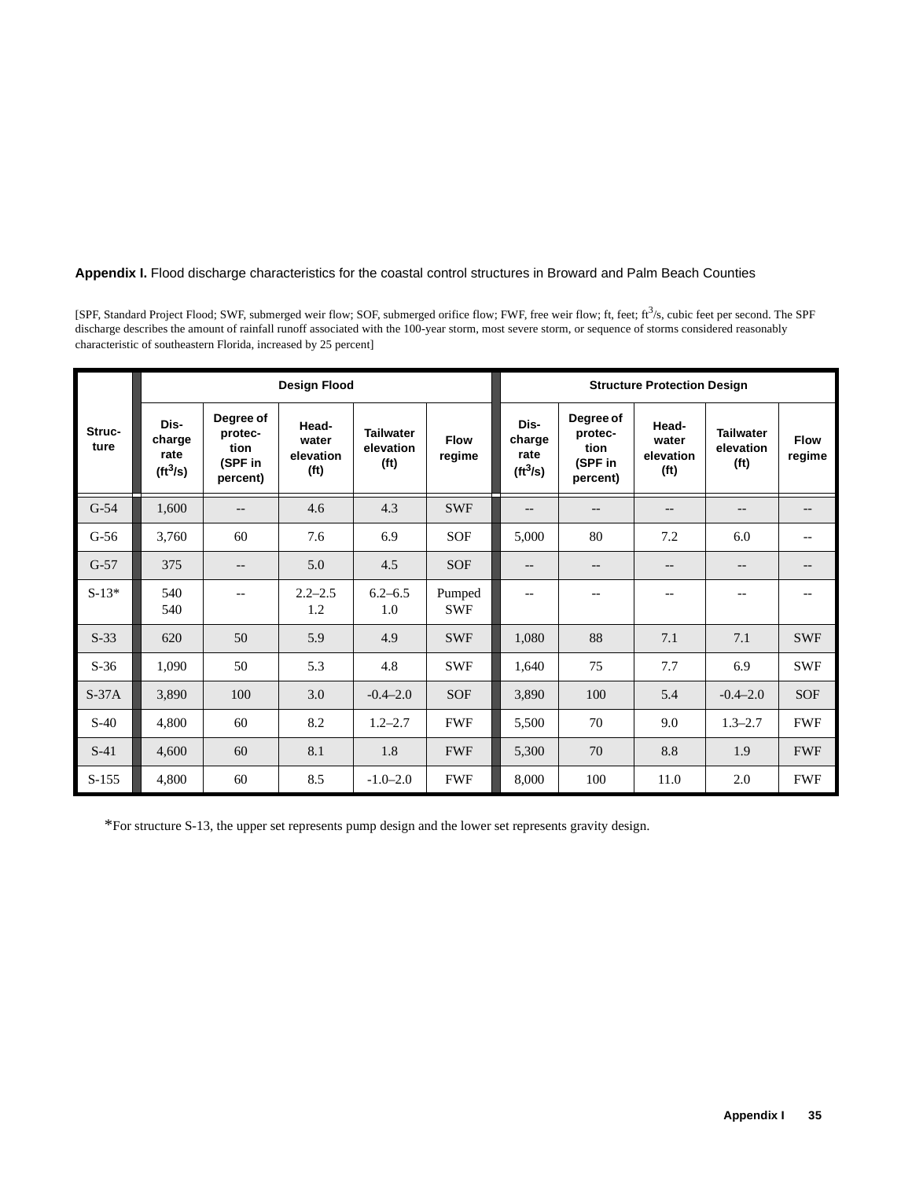**Appendix I.** Flood discharge characteristics for the coastal control structures in Broward and Palm Beach Counties

[SPF, Standard Project Flood; SWF, submerged weir flow; SOF, submerged orifice flow; FWF, free weir flow; ft, feet; $ft^3/s$, cubic feet per second. The SPF discharge describes the amount of rainfall runoff associated with the 100-year storm, most severe storm, or sequence of storms considered reasonably characteristic of southeastern Florida, increased by 25 percent]

| Structure | Design Flood | | | | | Structure Protection Design | | | | |
|---|---|---|---|---|---|---|---|---|---|---|
| | Discharge rate ($ft^3/s$) | Degree of protection (SPF in percent) | Headwater elevation (ft) | Tailwater elevation (ft) | Flow regime | Discharge rate ($ft^3/s$) | Degree of protection (SPF in percent) | Headwater elevation (ft) | Tailwater elevation (ft) | Flow regime |
| G-54 | 1,600 | -- | 4.6 | 4.3 | SWF | -- | -- | -- | -- | -- |
| G-56 | 3,760 | 60 | 7.6 | 6.9 | SOF | 5,000 | 80 | 7.2 | 6.0 | -- |
| G-57 | 375 | -- | 5.0 | 4.5 | SOF | -- | -- | -- | -- | -- |
| S-13* | 540<br>540 | -- | 2.2–2.5<br>1.2 | 6.2–6.5<br>1.0 | Pumped<br>SWF | -- | -- | -- | -- | -- |
| S-33 | 620 | 50 | 5.9 | 4.9 | SWF | 1,080 | 88 | 7.1 | 7.1 | SWF |
| S-36 | 1,090 | 50 | 5.3 | 4.8 | SWF | 1,640 | 75 | 7.7 | 6.9 | SWF |
| S-37A | 3,890 | 100 | 3.0 | -0.4–2.0 | SOF | 3,890 | 100 | 5.4 | -0.4–2.0 | SOF |
| S-40 | 4,800 | 60 | 8.2 | 1.2–2.7 | FWF | 5,500 | 70 | 9.0 | 1.3–2.7 | FWF |
| S-41 | 4,600 | 60 | 8.1 | 1.8 | FWF | 5,300 | 70 | 8.8 | 1.9 | FWF |
| S-155 | 4,800 | 60 | 8.5 | -1.0–2.0 | FWF | 8,000 | 100 | 11.0 | 2.0 | FWF |

*For structure S-13, the upper set represents pump design and the lower set represents gravity design.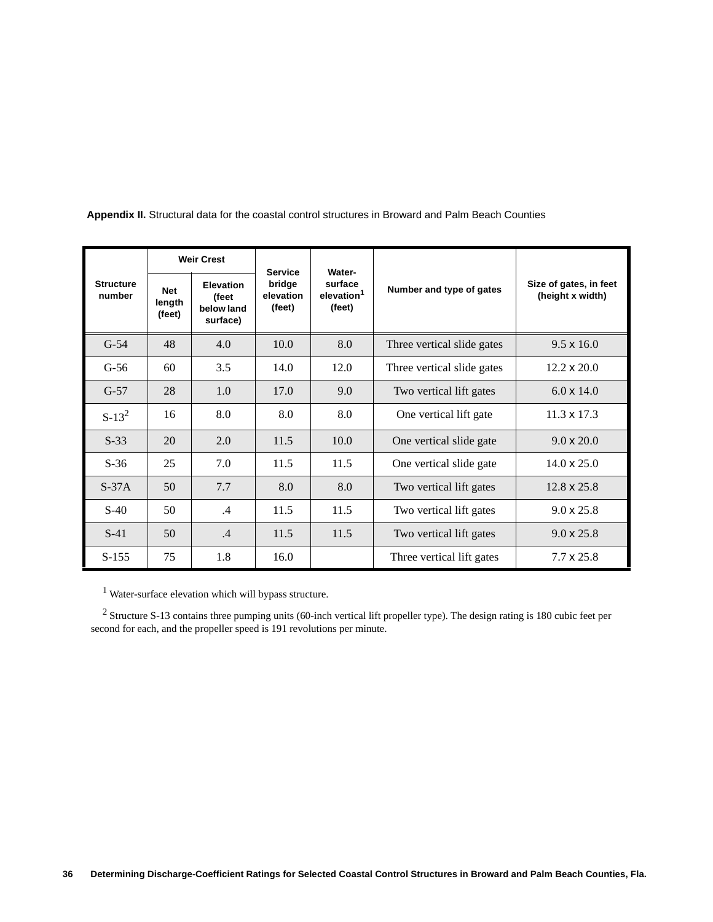**Appendix II.** Structural data for the coastal control structures in Broward and Palm Beach Counties

| Structure number | Weir Crest | | Service bridge elevation (feet) | Water-surface elevation[1] (feet) | Number and type of gates | Size of gates, in feet (height x width) |
|---|---|---|---|---|---|---|
| | Net length (feet) | Elevation (feet below land surface) | | | | |
| G-54 | 48 | 4.0 | 10.0 | 8.0 | Three vertical slide gates | 9.5 x 16.0 |
| G-56 | 60 | 3.5 | 14.0 | 12.0 | Three vertical slide gates | 12.2 x 20.0 |
| G-57 | 28 | 1.0 | 17.0 | 9.0 | Two vertical lift gates | 6.0 x 14.0 |
| S-13[2] | 16 | 8.0 | 8.0 | 8.0 | One vertical lift gate | 11.3 x 17.3 |
| S-33 | 20 | 2.0 | 11.5 | 10.0 | One vertical slide gate | 9.0 x 20.0 |
| S-36 | 25 | 7.0 | 11.5 | 11.5 | One vertical slide gate | 14.0 x 25.0 |
| S-37A | 50 | 7.7 | 8.0 | 8.0 | Two vertical lift gates | 12.8 x 25.8 |
| S-40 | 50 | .4 | 11.5 | 11.5 | Two vertical lift gates | 9.0 x 25.8 |
| S-41 | 50 | .4 | 11.5 | 11.5 | Two vertical lift gates | 9.0 x 25.8 |
| S-155 | 75 | 1.8 | 16.0 | | Three vertical lift gates | 7.7 x 25.8 |

[1] Water-surface elevation which will bypass structure.

[2] Structure S-13 contains three pumping units (60-inch vertical lift propeller type). The design rating is 180 cubic feet per second for each, and the propeller speed is 191 revolutions per minute.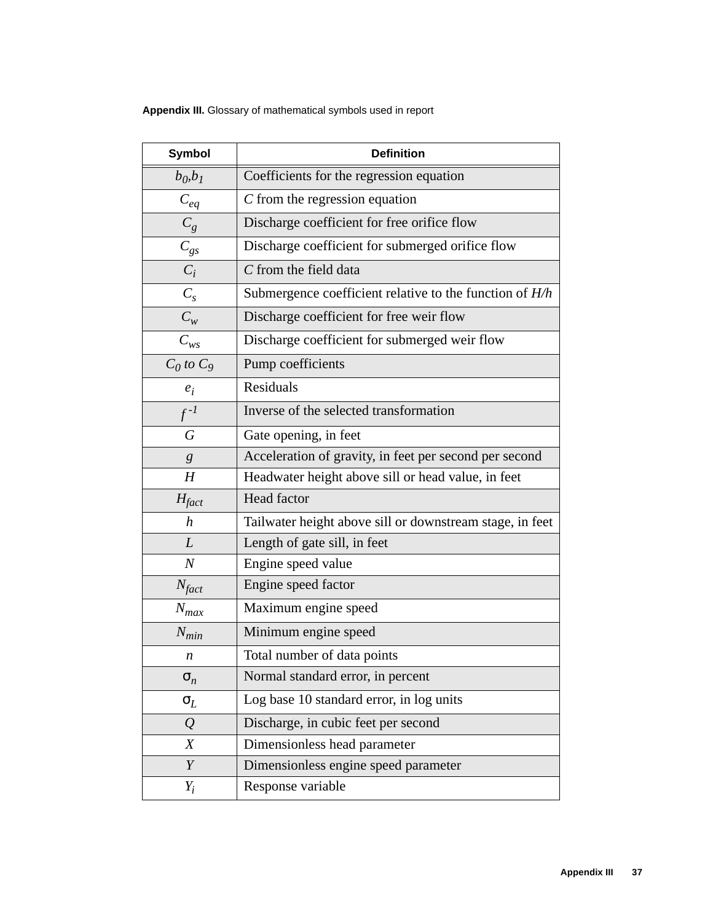**Appendix III.** Glossary of mathematical symbols used in report

| Symbol | Definition |
|---|---|
| $b_0,b_1$ | Coefficients for the regression equation |
| $C_{eq}$ | *C* from the regression equation |
| $C_g$ | Discharge coefficient for free orifice flow |
| $C_{gs}$ | Discharge coefficient for submerged orifice flow |
| $C_i$ | *C* from the field data |
| $C_s$ | Submergence coefficient relative to the function of *H/h* |
| $C_w$ | Discharge coefficient for free weir flow |
| $C_{ws}$ | Discharge coefficient for submerged weir flow |
| $C_0$ to $C_9$ | Pump coefficients |
| $e_i$ | Residuals |
| $f^{-1}$ | Inverse of the selected transformation |
| $G$ | Gate opening, in feet |
| $g$ | Acceleration of gravity, in feet per second per second |
| $H$ | Headwater height above sill or head value, in feet |
| $H_{fact}$ | Head factor |
| $h$ | Tailwater height above sill or downstream stage, in feet |
| $L$ | Length of gate sill, in feet |
| $N$ | Engine speed value |
| $N_{fact}$ | Engine speed factor |
| $N_{max}$ | Maximum engine speed |
| $N_{min}$ | Minimum engine speed |
| $n$ | Total number of data points |
| $\sigma_n$ | Normal standard error, in percent |
| $\sigma_L$ | Log base 10 standard error, in log units |
| $Q$ | Discharge, in cubic feet per second |
| $X$ | Dimensionless head parameter |
| $Y$ | Dimensionless engine speed parameter |
| $Y_i$ | Response variable |